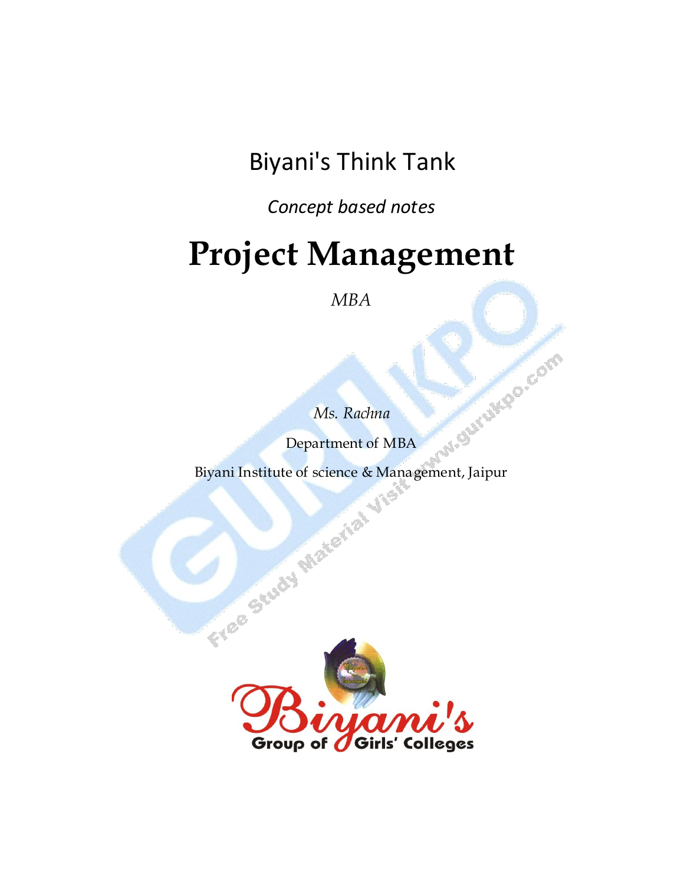Biyani's Think Tank

*Concept based notes*

# Project Management

*MBA*

*Ms. Rachna*

Department of MBA

Biyani Institute of science & Management, Jaipur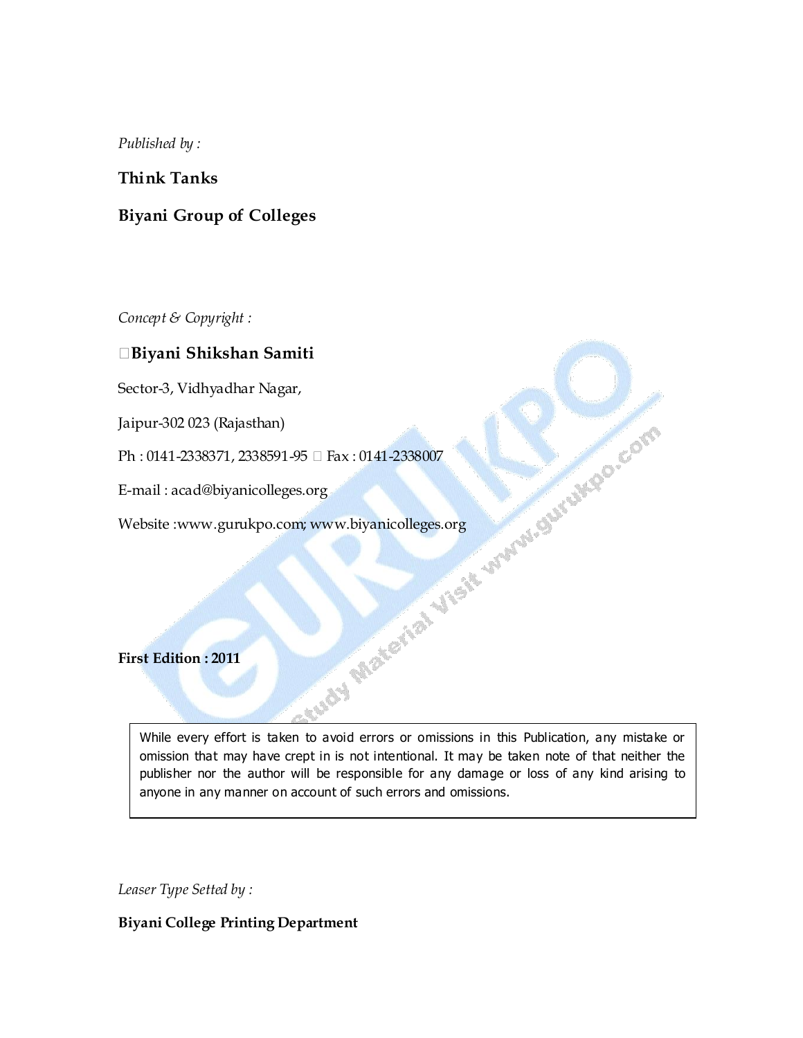*Published by :*

**Think Tanks**

**Biyani Group of Colleges**

*Concept & Copyright :*

**©Biyani Shikshan Samiti**

Sector-3, Vidhyadhar Nagar,

Jaipur-302 023 (Rajasthan)

Ph : 0141-2338371, 2338591-95 • Fax : 0141-2338007

E-mail : acad@biyanicolleges.org

Website :www.gurukpo.com; www.biyanicolleges.org

**First Edition : 2011**

> While every effort is taken to avoid errors or omissions in this Publication, any mistake or omission that may have crept in is not intentional. It may be taken note of that neither the publisher nor the author will be responsible for any damage or loss of any kind arising to anyone in any manner on account of such errors and omissions.

*Leaser Type Setted by :*

**Biyani College Printing Department**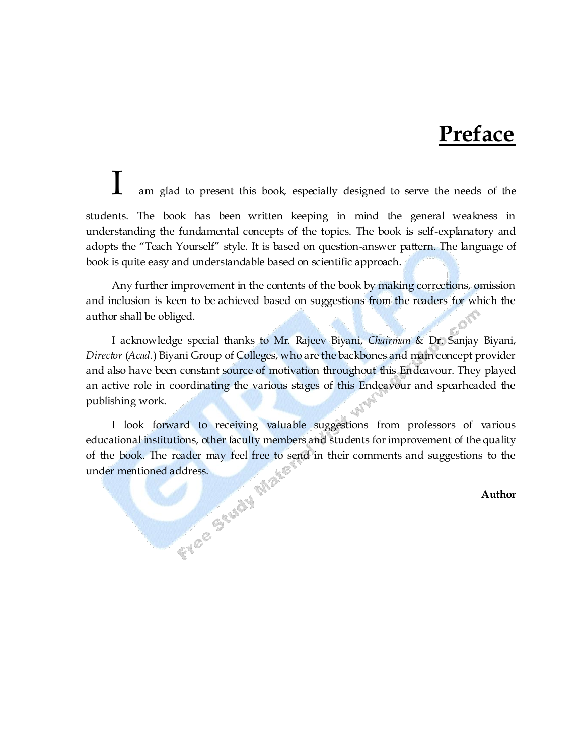# Preface

I am glad to present this book, especially designed to serve the needs of the students. The book has been written keeping in mind the general weakness in understanding the fundamental concepts of the topics. The book is self-explanatory and adopts the "Teach Yourself" style. It is based on question-answer pattern. The language of book is quite easy and understandable based on scientific approach.

Any further improvement in the contents of the book by making corrections, omission and inclusion is keen to be achieved based on suggestions from the readers for which the author shall be obliged.

I acknowledge special thanks to Mr. Rajeev Biyani, *Chairman* & Dr. Sanjay Biyani, *Director* (*Acad.*) Biyani Group of Colleges, who are the backbones and main concept provider and also have been constant source of motivation throughout this Endeavour. They played an active role in coordinating the various stages of this Endeavour and spearheaded the publishing work.

I look forward to receiving valuable suggestions from professors of various educational institutions, other faculty members and students for improvement of the quality of the book. The reader may feel free to send in their comments and suggestions to the under mentioned address.

**Author**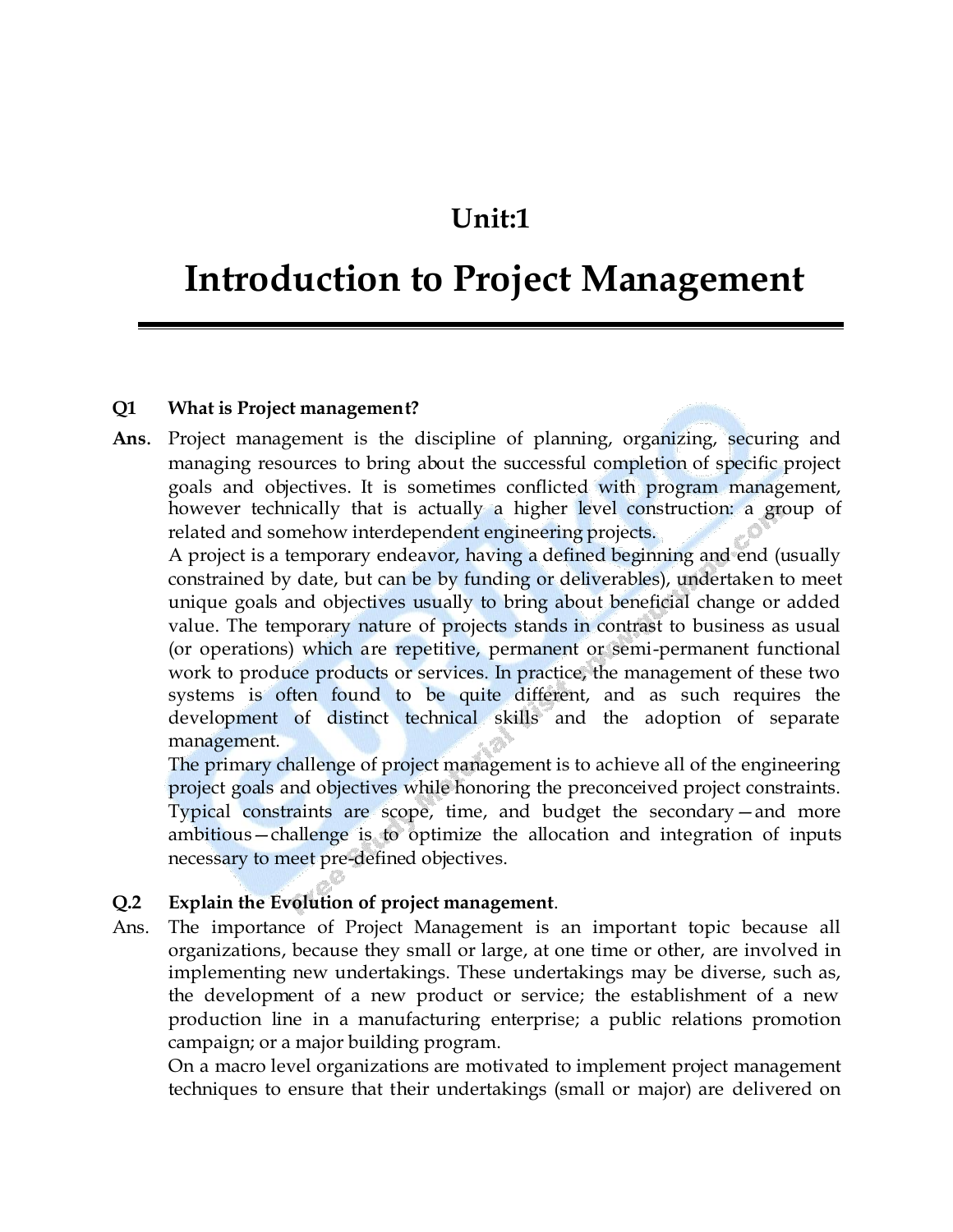# Unit:1

# Introduction to Project Management

**Q1 What is Project management?**

**Ans.** Project management is the discipline of planning, organizing, securing and managing resources to bring about the successful completion of specific project goals and objectives. It is sometimes conflicted with program management, however technically that is actually a higher level construction: a group of related and somehow interdependent engineering projects.

A project is a temporary endeavor, having a defined beginning and end (usually constrained by date, but can be by funding or deliverables), undertaken to meet unique goals and objectives usually to bring about beneficial change or added value. The temporary nature of projects stands in contrast to business as usual (or operations) which are repetitive, permanent or semi-permanent functional work to produce products or services. In practice, the management of these two systems is often found to be quite different, and as such requires the development of distinct technical skills and the adoption of separate management.

The primary challenge of project management is to achieve all of the engineering project goals and objectives while honoring the preconceived project constraints. Typical constraints are scope, time, and budget the secondary—and more ambitious—challenge is to optimize the allocation and integration of inputs necessary to meet pre-defined objectives.

**Q.2 Explain the Evolution of project management.**

Ans. The importance of Project Management is an important topic because all organizations, because they small or large, at one time or other, are involved in implementing new undertakings. These undertakings may be diverse, such as, the development of a new product or service; the establishment of a new production line in a manufacturing enterprise; a public relations promotion campaign; or a major building program.

On a macro level organizations are motivated to implement project management techniques to ensure that their undertakings (small or major) are delivered on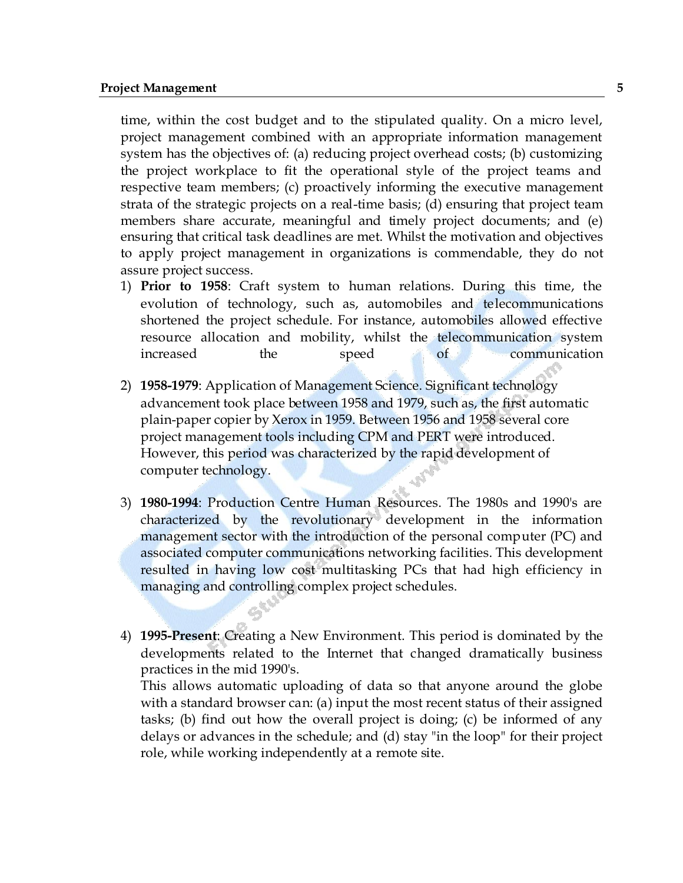time, within the cost budget and to the stipulated quality. On a micro level, project management combined with an appropriate information management system has the objectives of: (a) reducing project overhead costs; (b) customizing the project workplace to fit the operational style of the project teams and respective team members; (c) proactively informing the executive management strata of the strategic projects on a real-time basis; (d) ensuring that project team members share accurate, meaningful and timely project documents; and (e) ensuring that critical task deadlines are met. Whilst the motivation and objectives to apply project management in organizations is commendable, they do not assure project success.

1) **Prior to 1958**: Craft system to human relations. During this time, the evolution of technology, such as, automobiles and telecommunications shortened the project schedule. For instance, automobiles allowed effective resource allocation and mobility, whilst the telecommunication system increased the speed of communication

2) **1958-1979**: Application of Management Science. Significant technology advancement took place between 1958 and 1979, such as, the first automatic plain-paper copier by Xerox in 1959. Between 1956 and 1958 several core project management tools including CPM and PERT were introduced. However, this period was characterized by the rapid development of computer technology.

3) **1980-1994**: Production Centre Human Resources. The 1980s and 1990's are characterized by the revolutionary development in the information management sector with the introduction of the personal computer (PC) and associated computer communications networking facilities. This development resulted in having low cost multitasking PCs that had high efficiency in managing and controlling complex project schedules.

4) **1995-Present**: Creating a New Environment. This period is dominated by the developments related to the Internet that changed dramatically business practices in the mid 1990's.
   This allows automatic uploading of data so that anyone around the globe with a standard browser can: (a) input the most recent status of their assigned tasks; (b) find out how the overall project is doing; (c) be informed of any delays or advances in the schedule; and (d) stay "in the loop" for their project role, while working independently at a remote site.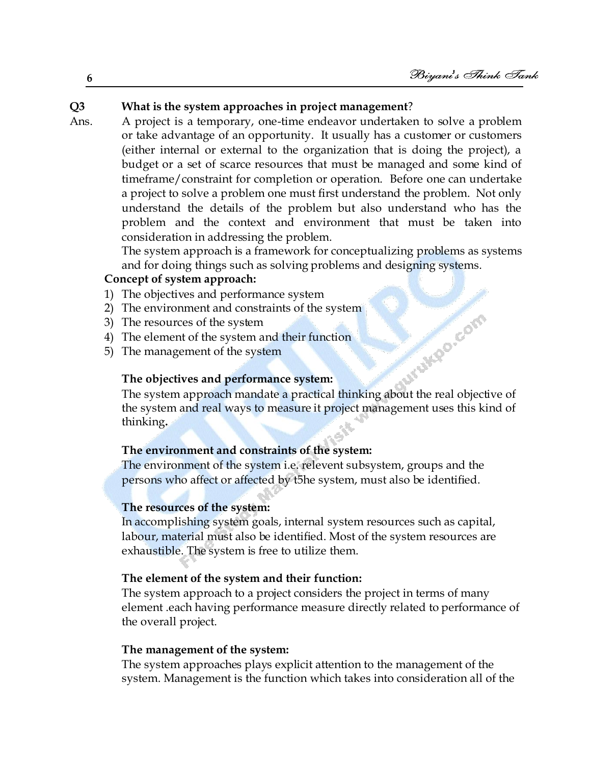**Q3 What is the system approaches in project management?**

Ans. A project is a temporary, one-time endeavor undertaken to solve a problem or take advantage of an opportunity. It usually has a customer or customers (either internal or external to the organization that is doing the project), a budget or a set of scarce resources that must be managed and some kind of timeframe/constraint for completion or operation. Before one can undertake a project to solve a problem one must first understand the problem. Not only understand the details of the problem but also understand who has the problem and the context and environment that must be taken into consideration in addressing the problem.

The system approach is a framework for conceptualizing problems as systems and for doing things such as solving problems and designing systems.

**Concept of system approach:**

1) The objectives and performance system
2) The environment and constraints of the system
3) The resources of the system
4) The element of the system and their function
5) The management of the system

**The objectives and performance system:**

The system approach mandate a practical thinking about the real objective of the system and real ways to measure it project management uses this kind of thinking**.**

**The environment and constraints of the system:**

The environment of the system i.e. relevent subsystem, groups and the persons who affect or affected by t5he system, must also be identified.

**The resources of the system:**

In accomplishing system goals, internal system resources such as capital, labour, material must also be identified. Most of the system resources are exhaustible. The system is free to utilize them.

**The element of the system and their function:**

The system approach to a project considers the project in terms of many element .each having performance measure directly related to performance of the overall project.

**The management of the system:**

The system approaches plays explicit attention to the management of the system. Management is the function which takes into consideration all of the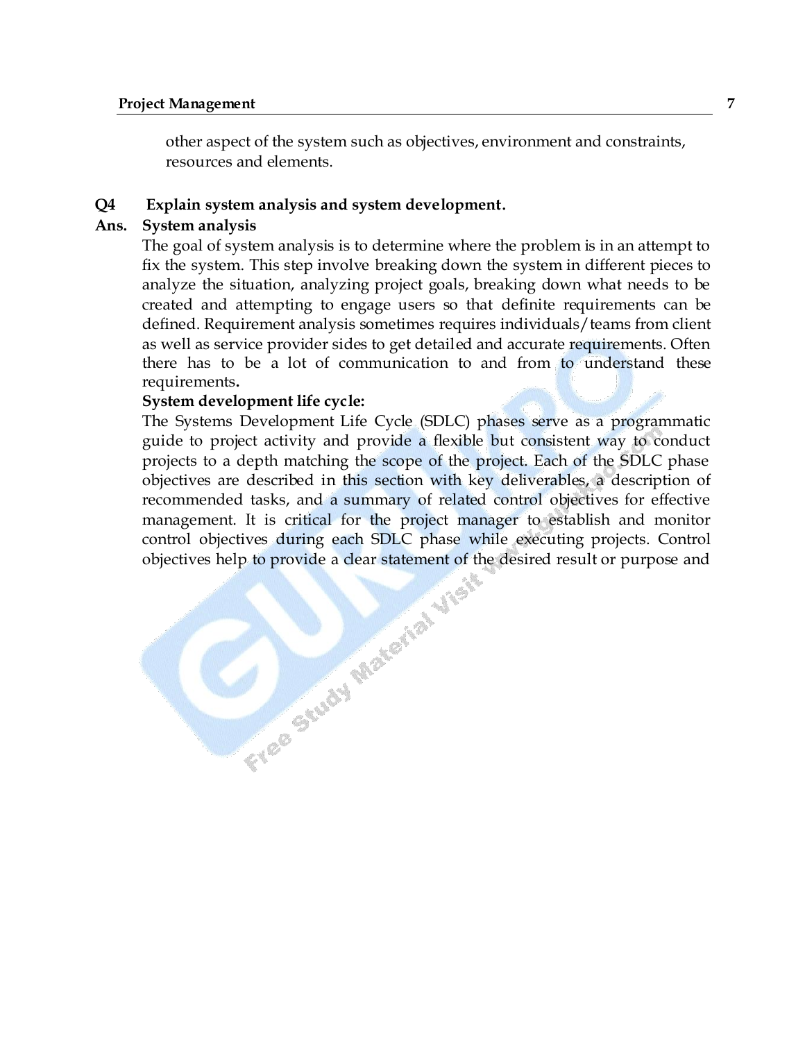other aspect of the system such as objectives, environment and constraints, resources and elements.

**Q4 Explain system analysis and system development.**

**Ans. System analysis**

The goal of system analysis is to determine where the problem is in an attempt to fix the system. This step involve breaking down the system in different pieces to analyze the situation, analyzing project goals, breaking down what needs to be created and attempting to engage users so that definite requirements can be defined. Requirement analysis sometimes requires individuals/teams from client as well as service provider sides to get detailed and accurate requirements. Often there has to be a lot of communication to and from to understand these requirements.

**System development life cycle:**

The Systems Development Life Cycle (SDLC) phases serve as a programmatic guide to project activity and provide a flexible but consistent way to conduct projects to a depth matching the scope of the project. Each of the SDLC phase objectives are described in this section with key deliverables, a description of recommended tasks, and a summary of related control objectives for effective management. It is critical for the project manager to establish and monitor control objectives during each SDLC phase while executing projects. Control objectives help to provide a clear statement of the desired result or purpose and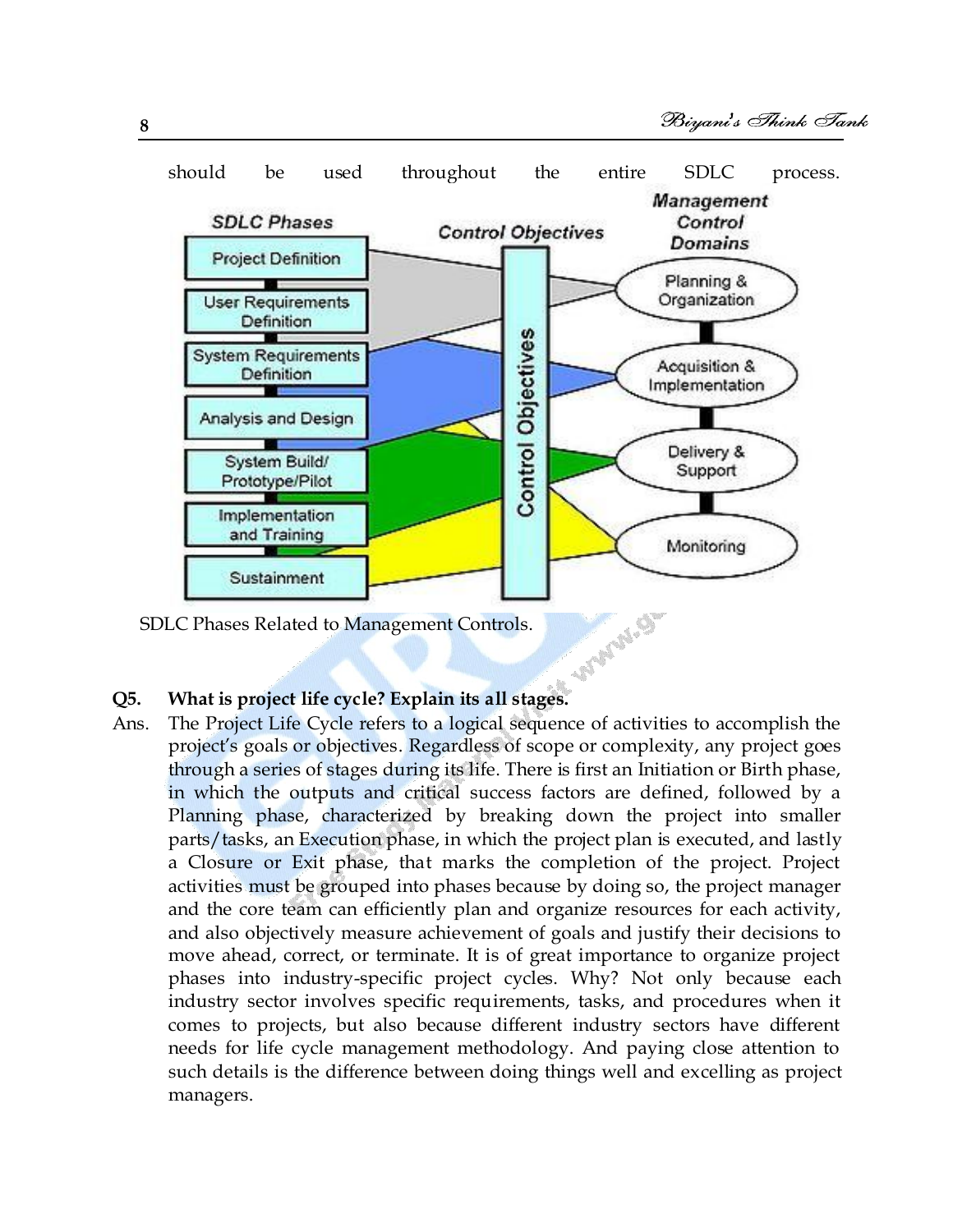should be used throughout the entire SDLC process.

SDLC Phases Related to Management Controls.

**Q5. What is project life cycle? Explain its all stages.**

Ans. The Project Life Cycle refers to a logical sequence of activities to accomplish the project's goals or objectives. Regardless of scope or complexity, any project goes through a series of stages during its life. There is first an Initiation or Birth phase, in which the outputs and critical success factors are defined, followed by a Planning phase, characterized by breaking down the project into smaller parts/tasks, an Execution phase, in which the project plan is executed, and lastly a Closure or Exit phase, that marks the completion of the project. Project activities must be grouped into phases because by doing so, the project manager and the core team can efficiently plan and organize resources for each activity, and also objectively measure achievement of goals and justify their decisions to move ahead, correct, or terminate. It is of great importance to organize project phases into industry-specific project cycles. Why? Not only because each industry sector involves specific requirements, tasks, and procedures when it comes to projects, but also because different industry sectors have different needs for life cycle management methodology. And paying close attention to such details is the difference between doing things well and excelling as project managers.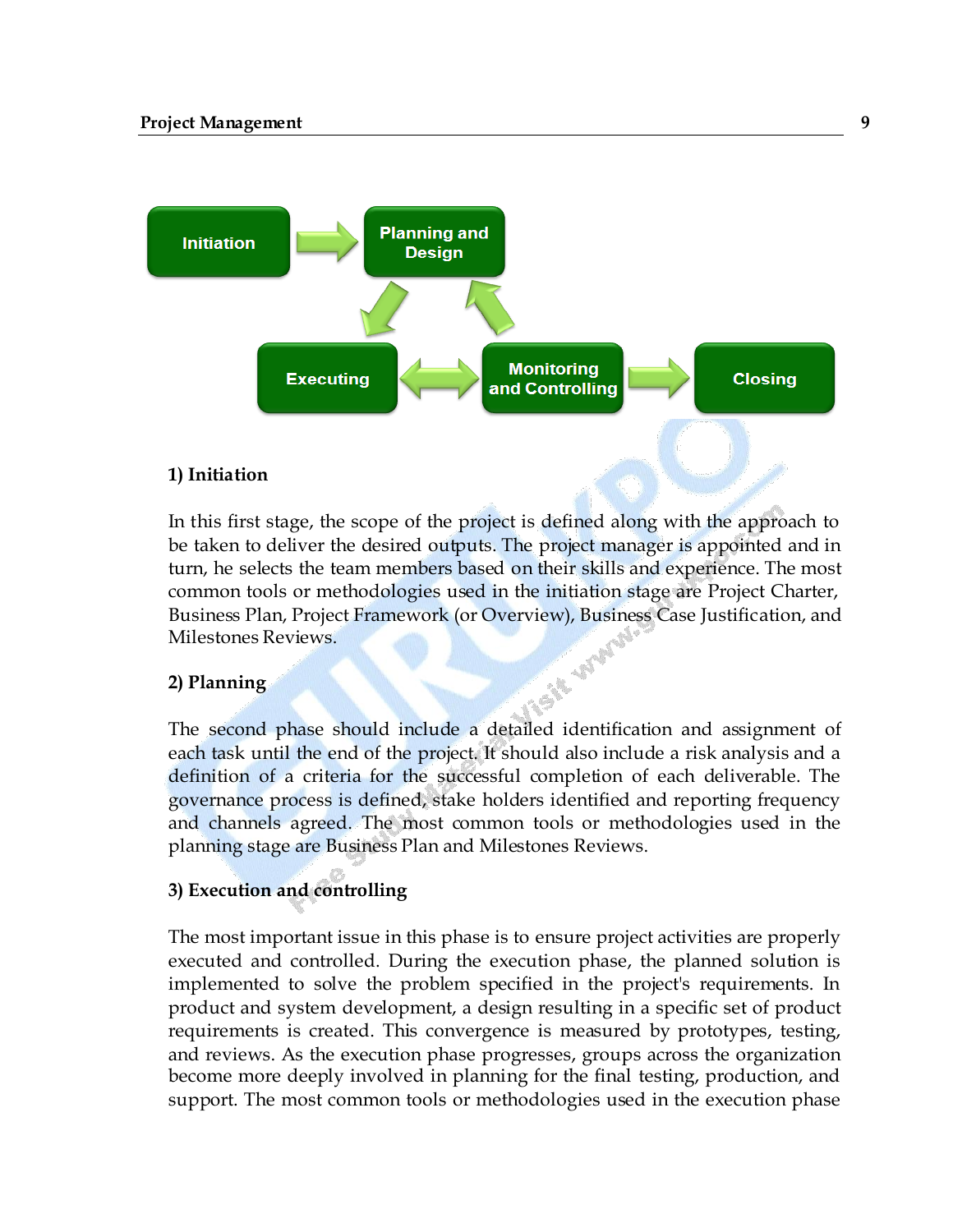Initiation → Planning and Design → Executing ↔ Monitoring and Controlling → Closing

### 1) Initiation

In this first stage, the scope of the project is defined along with the approach to be taken to deliver the desired outputs. The project manager is appointed and in turn, he selects the team members based on their skills and experience. The most common tools or methodologies used in the initiation stage are Project Charter, Business Plan, Project Framework (or Overview), Business Case Justification, and Milestones Reviews.

### 2) Planning

The second phase should include a detailed identification and assignment of each task until the end of the project. It should also include a risk analysis and a definition of a criteria for the successful completion of each deliverable. The governance process is defined, stake holders identified and reporting frequency and channels agreed. The most common tools or methodologies used in the planning stage are Business Plan and Milestones Reviews.

### 3) Execution and controlling

The most important issue in this phase is to ensure project activities are properly executed and controlled. During the execution phase, the planned solution is implemented to solve the problem specified in the project's requirements. In product and system development, a design resulting in a specific set of product requirements is created. This convergence is measured by prototypes, testing, and reviews. As the execution phase progresses, groups across the organization become more deeply involved in planning for the final testing, production, and support. The most common tools or methodologies used in the execution phase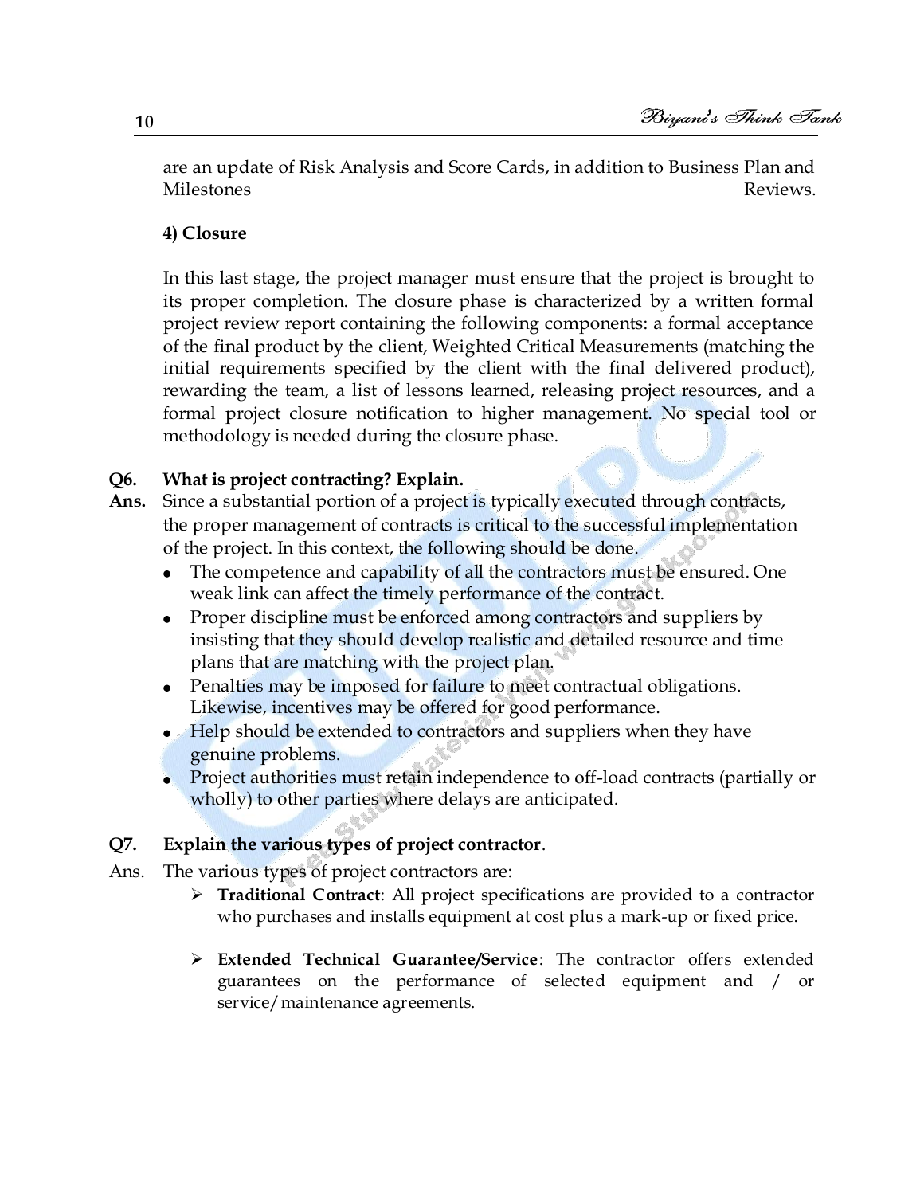are an update of Risk Analysis and Score Cards, in addition to Business Plan and Milestones Reviews.

**4) Closure**

In this last stage, the project manager must ensure that the project is brought to its proper completion. The closure phase is characterized by a written formal project review report containing the following components: a formal acceptance of the final product by the client, Weighted Critical Measurements (matching the initial requirements specified by the client with the final delivered product), rewarding the team, a list of lessons learned, releasing project resources, and a formal project closure notification to higher management. No special tool or methodology is needed during the closure phase.

**Q6. What is project contracting? Explain.**

**Ans.** Since a substantial portion of a project is typically executed through contracts, the proper management of contracts is critical to the successful implementation of the project. In this context, the following should be done.

- The competence and capability of all the contractors must be ensured. One weak link can affect the timely performance of the contract.
- Proper discipline must be enforced among contractors and suppliers by insisting that they should develop realistic and detailed resource and time plans that are matching with the project plan.
- Penalties may be imposed for failure to meet contractual obligations. Likewise, incentives may be offered for good performance.
- Help should be extended to contractors and suppliers when they have genuine problems.
- Project authorities must retain independence to off-load contracts (partially or wholly) to other parties where delays are anticipated.

**Q7. Explain the various types of project contractor.**

Ans. The various types of project contractors are:

- **Traditional Contract**: All project specifications are provided to a contractor who purchases and installs equipment at cost plus a mark-up or fixed price.
- **Extended Technical Guarantee/Service**: The contractor offers extended guarantees on the performance of selected equipment and / or service/maintenance agreements.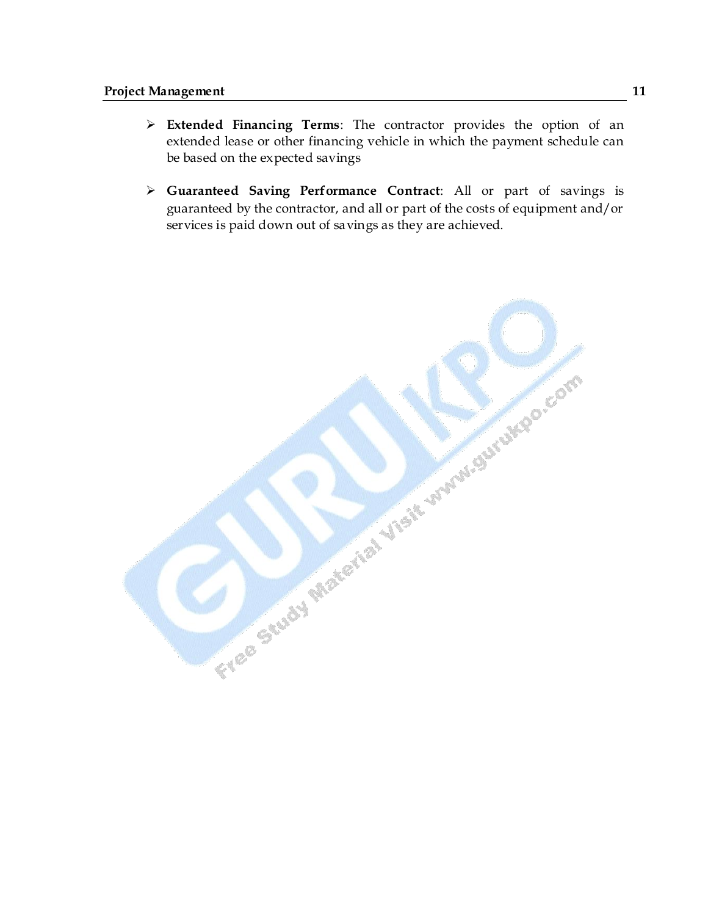- **Extended Financing Terms**: The contractor provides the option of an extended lease or other financing vehicle in which the payment schedule can be based on the expected savings

- **Guaranteed Saving Performance Contract**: All or part of savings is guaranteed by the contractor, and all or part of the costs of equipment and/or services is paid down out of savings as they are achieved.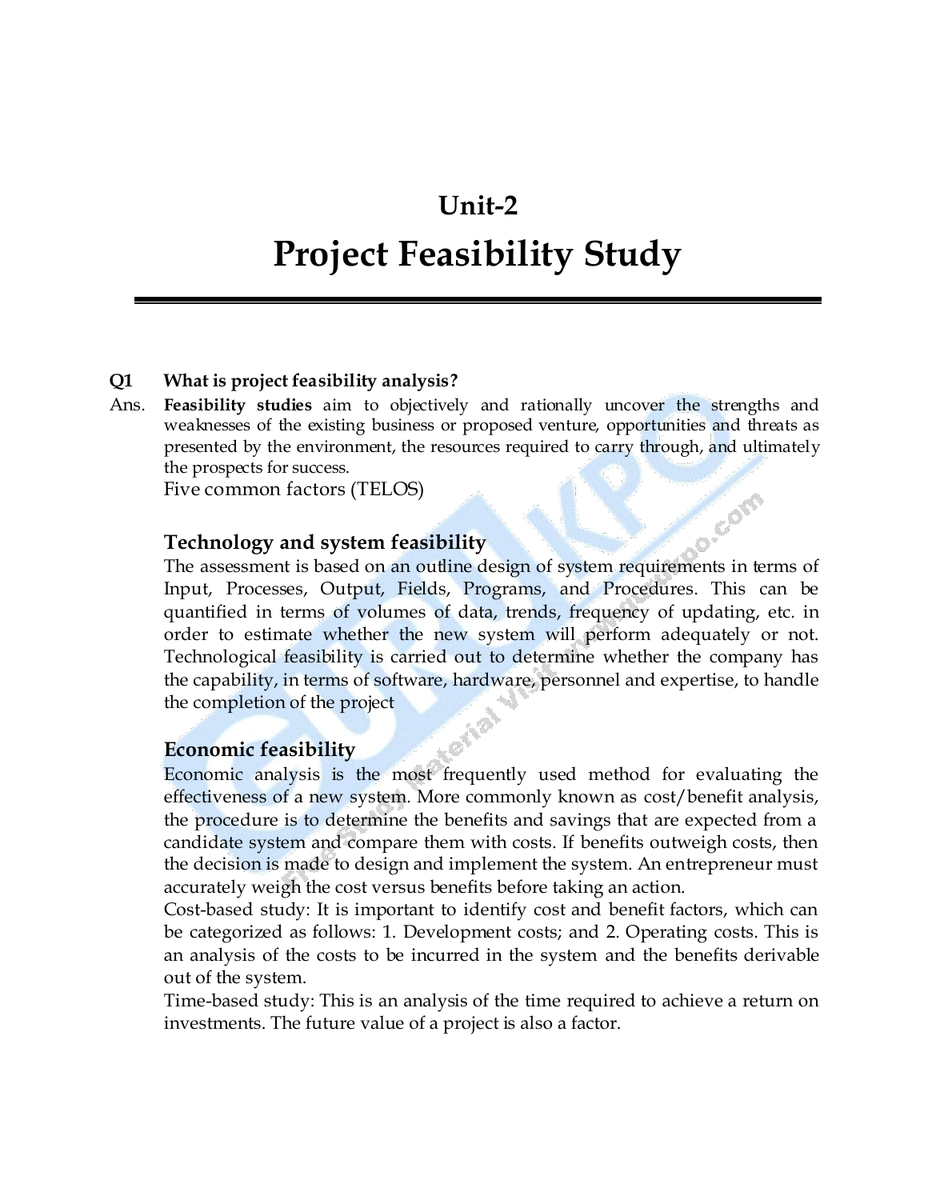# Unit-2

# Project Feasibility Study

**Q1 What is project feasibility analysis?**

Ans. **Feasibility studies** aim to objectively and rationally uncover the strengths and weaknesses of the existing business or proposed venture, opportunities and threats as presented by the environment, the resources required to carry through, and ultimately the prospects for success.

Five common factors (TELOS)

### Technology and system feasibility

The assessment is based on an outline design of system requirements in terms of Input, Processes, Output, Fields, Programs, and Procedures. This can be quantified in terms of volumes of data, trends, frequency of updating, etc. in order to estimate whether the new system will perform adequately or not. Technological feasibility is carried out to determine whether the company has the capability, in terms of software, hardware, personnel and expertise, to handle the completion of the project

### Economic feasibility

Economic analysis is the most frequently used method for evaluating the effectiveness of a new system. More commonly known as cost/benefit analysis, the procedure is to determine the benefits and savings that are expected from a candidate system and compare them with costs. If benefits outweigh costs, then the decision is made to design and implement the system. An entrepreneur must accurately weigh the cost versus benefits before taking an action.

Cost-based study: It is important to identify cost and benefit factors, which can be categorized as follows: 1. Development costs; and 2. Operating costs. This is an analysis of the costs to be incurred in the system and the benefits derivable out of the system.

Time-based study: This is an analysis of the time required to achieve a return on investments. The future value of a project is also a factor.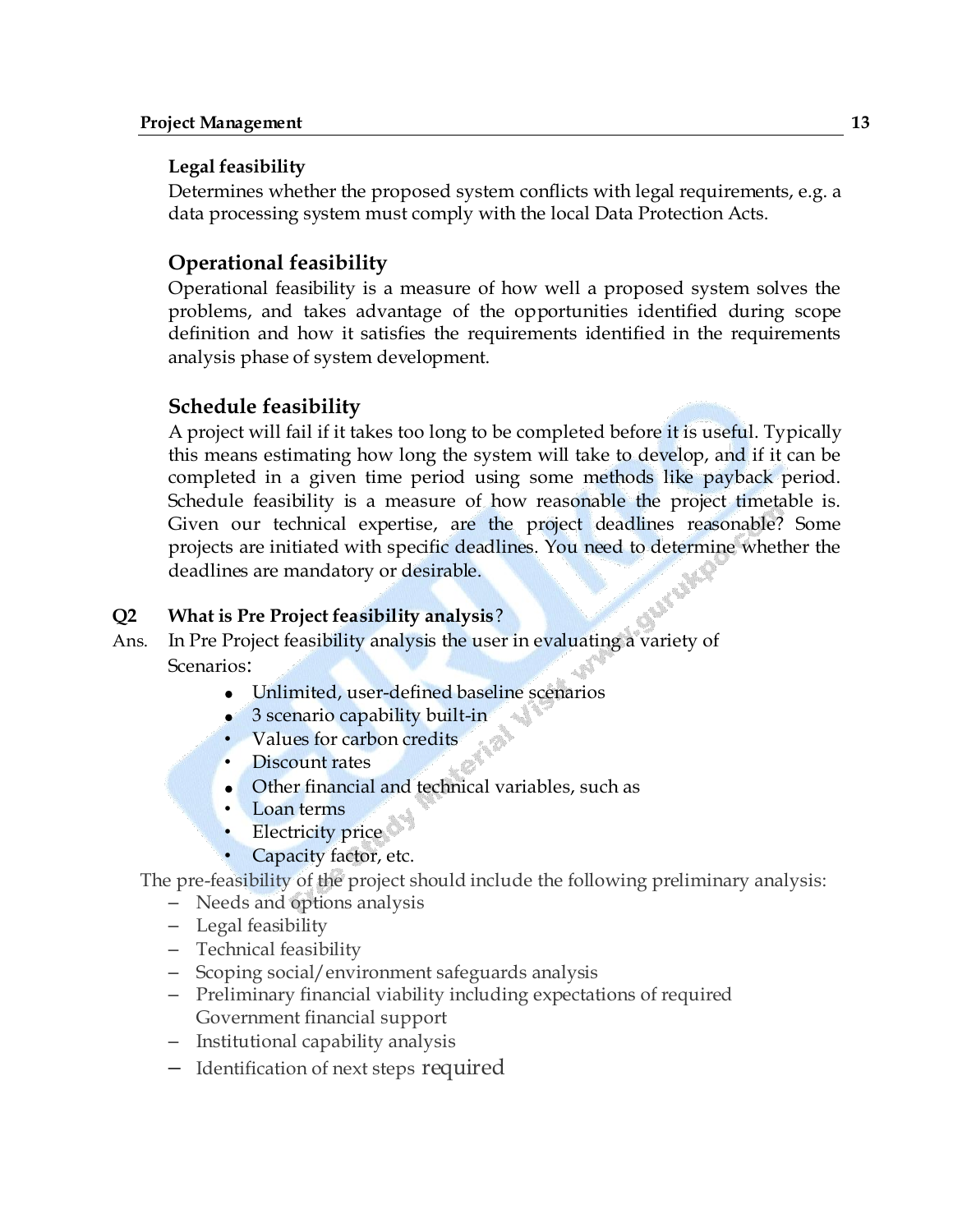**Legal feasibility**

Determines whether the proposed system conflicts with legal requirements, e.g. a data processing system must comply with the local Data Protection Acts.

### Operational feasibility

Operational feasibility is a measure of how well a proposed system solves the problems, and takes advantage of the opportunities identified during scope definition and how it satisfies the requirements identified in the requirements analysis phase of system development.

### Schedule feasibility

A project will fail if it takes too long to be completed before it is useful. Typically this means estimating how long the system will take to develop, and if it can be completed in a given time period using some methods like payback period. Schedule feasibility is a measure of how reasonable the project timetable is. Given our technical expertise, are the project deadlines reasonable? Some projects are initiated with specific deadlines. You need to determine whether the deadlines are mandatory or desirable.

**Q2 What is Pre Project feasibility analysis?**

Ans. In Pre Project feasibility analysis the user in evaluating a variety of Scenarios:

- Unlimited, user-defined baseline scenarios
- 3 scenario capability built-in
- Values for carbon credits
- Discount rates
- Other financial and technical variables, such as
- Loan terms
- Electricity price
- Capacity factor, etc.

The pre-feasibility of the project should include the following preliminary analysis:

- Needs and options analysis
- Legal feasibility
- Technical feasibility
- Scoping social/environment safeguards analysis
- Preliminary financial viability including expectations of required Government financial support
- Institutional capability analysis
- Identification of next steps required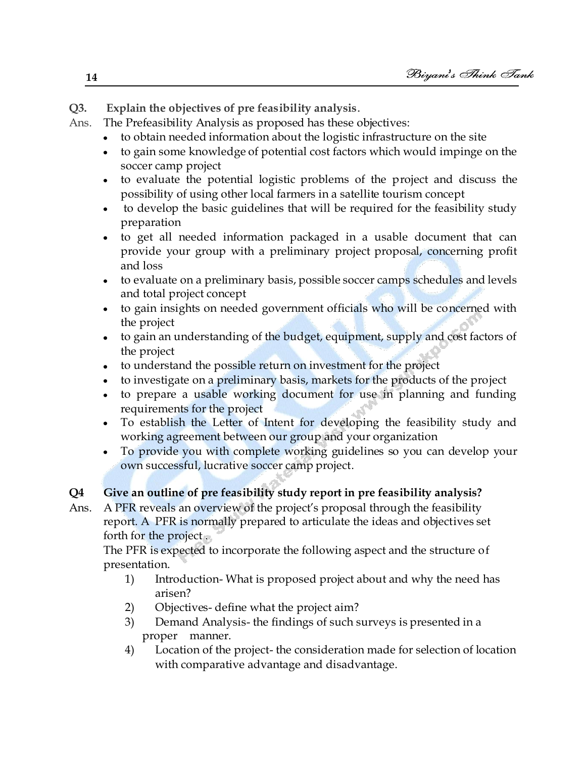**Q3. Explain the objectives of pre feasibility analysis.**

Ans. The Prefeasibility Analysis as proposed has these objectives:

- to obtain needed information about the logistic infrastructure on the site
- to gain some knowledge of potential cost factors which would impinge on the soccer camp project
- to evaluate the potential logistic problems of the project and discuss the possibility of using other local farmers in a satellite tourism concept
- to develop the basic guidelines that will be required for the feasibility study preparation
- to get all needed information packaged in a usable document that can provide your group with a preliminary project proposal, concerning profit and loss
- to evaluate on a preliminary basis, possible soccer camps schedules and levels and total project concept
- to gain insights on needed government officials who will be concerned with the project
- to gain an understanding of the budget, equipment, supply and cost factors of the project
- to understand the possible return on investment for the project
- to investigate on a preliminary basis, markets for the products of the project
- to prepare a usable working document for use in planning and funding requirements for the project
- To establish the Letter of Intent for developing the feasibility study and working agreement between our group and your organization
- To provide you with complete working guidelines so you can develop your own successful, lucrative soccer camp project.

**Q4 Give an outline of pre feasibility study report in pre feasibility analysis?**

Ans. A PFR reveals an overview of the project's proposal through the feasibility report. A PFR is normally prepared to articulate the ideas and objectives set forth for the project.

The PFR is expected to incorporate the following aspect and the structure of presentation.

1) Introduction- What is proposed project about and why the need has arisen?
2) Objectives- define what the project aim?
3) Demand Analysis- the findings of such surveys is presented in a proper manner.
4) Location of the project- the consideration made for selection of location with comparative advantage and disadvantage.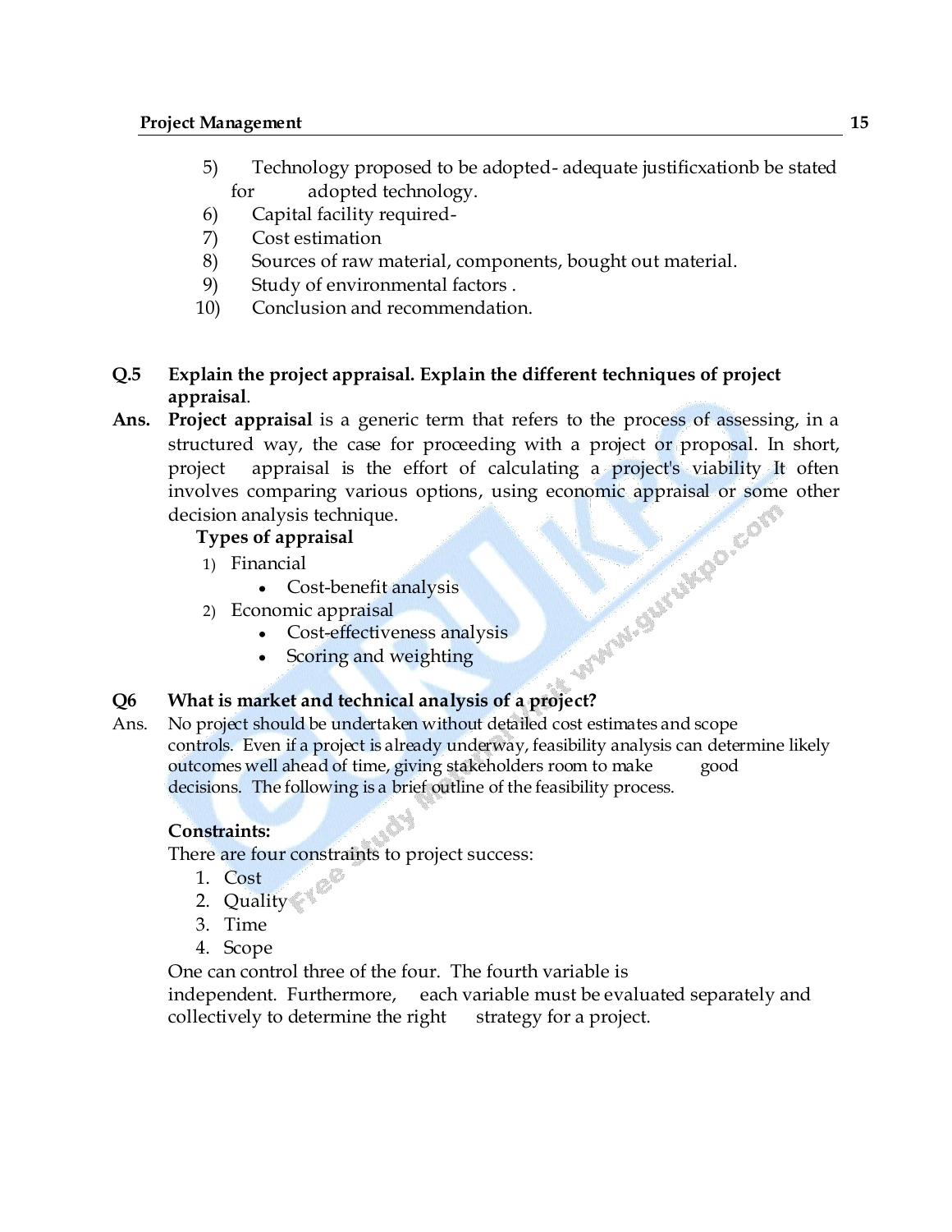5) Technology proposed to be adopted- adequate justificxationb be stated for adopted technology.
6) Capital facility required-
7) Cost estimation
8) Sources of raw material, components, bought out material.
9) Study of environmental factors .
10) Conclusion and recommendation.

**Q.5 Explain the project appraisal. Explain the different techniques of project appraisal.**

**Ans.** **Project appraisal** is a generic term that refers to the process of assessing, in a structured way, the case for proceeding with a project or proposal. In short, project appraisal is the effort of calculating a project's viability It often involves comparing various options, using economic appraisal or some other decision analysis technique.

**Types of appraisal**

1) Financial
   - Cost-benefit analysis
2) Economic appraisal
   - Cost-effectiveness analysis
   - Scoring and weighting

**Q6 What is market and technical analysis of a project?**

Ans. No project should be undertaken without detailed cost estimates and scope controls. Even if a project is already underway, feasibility analysis can determine likely outcomes well ahead of time, giving stakeholders room to make good decisions. The following is a brief outline of the feasibility process.

**Constraints:**

There are four constraints to project success:

1. Cost
2. Quality
3. Time
4. Scope

One can control three of the four. The fourth variable is independent. Furthermore, each variable must be evaluated separately and collectively to determine the right strategy for a project.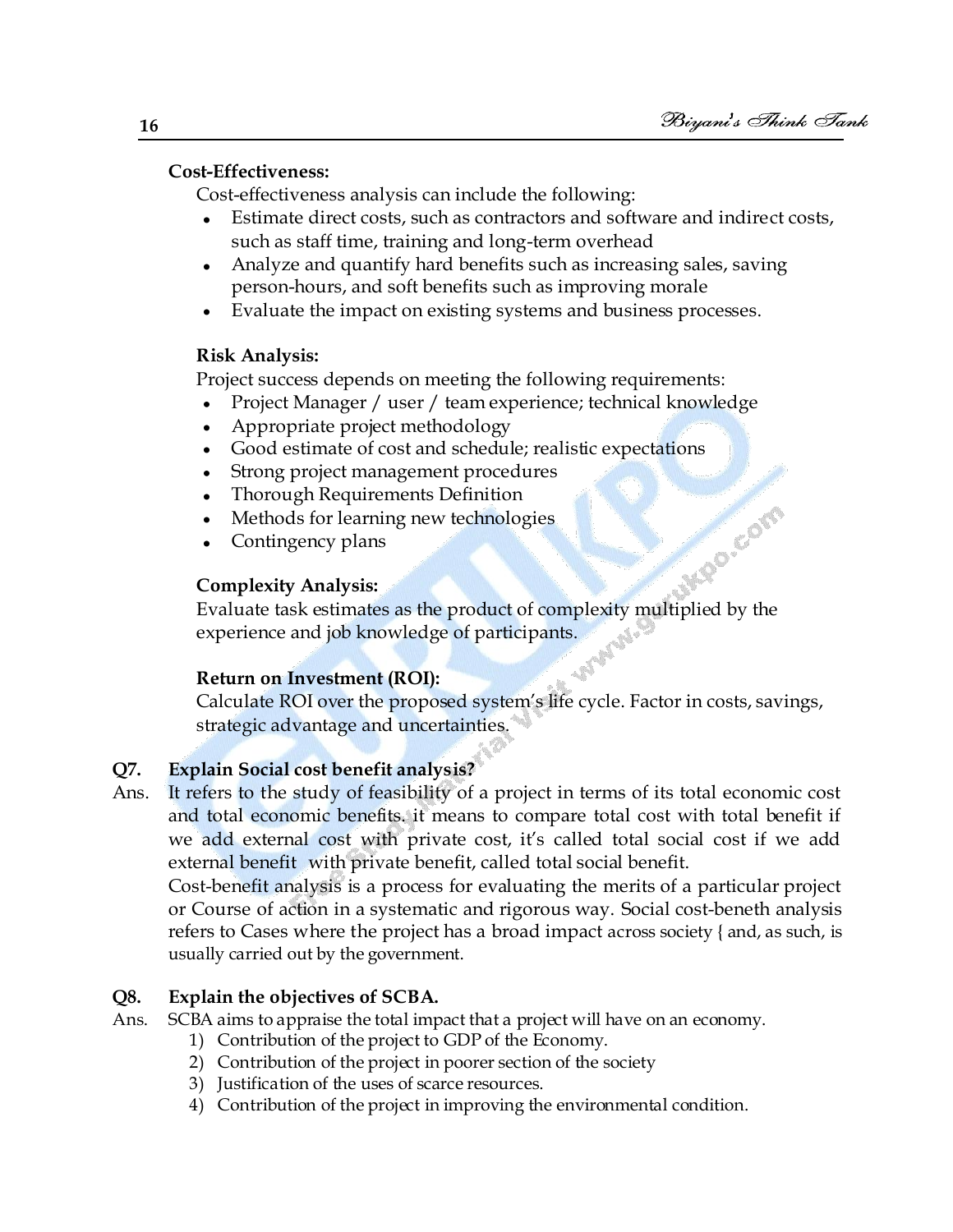**Cost-Effectiveness:**

Cost-effectiveness analysis can include the following:

- Estimate direct costs, such as contractors and software and indirect costs, such as staff time, training and long-term overhead
- Analyze and quantify hard benefits such as increasing sales, saving person-hours, and soft benefits such as improving morale
- Evaluate the impact on existing systems and business processes.

**Risk Analysis:**

Project success depends on meeting the following requirements:

- Project Manager / user / team experience; technical knowledge
- Appropriate project methodology
- Good estimate of cost and schedule; realistic expectations
- Strong project management procedures
- Thorough Requirements Definition
- Methods for learning new technologies
- Contingency plans

**Complexity Analysis:**

Evaluate task estimates as the product of complexity multiplied by the experience and job knowledge of participants.

**Return on Investment (ROI):**

Calculate ROI over the proposed system's life cycle. Factor in costs, savings, strategic advantage and uncertainties.

**Q7. Explain Social cost benefit analysis?**

Ans. It refers to the study of feasibility of a project in terms of its total economic cost and total economic benefits.it means to compare total cost with total benefit if we add external cost with private cost, it's called total social cost if we add external benefit with private benefit, called total social benefit.

Cost-benefit analysis is a process for evaluating the merits of a particular project or Course of action in a systematic and rigorous way. Social cost-beneth analysis refers to Cases where the project has a broad impact across society { and, as such, is usually carried out by the government.

**Q8. Explain the objectives of SCBA.**

Ans. SCBA aims to appraise the total impact that a project will have on an economy.

1) Contribution of the project to GDP of the Economy.
2) Contribution of the project in poorer section of the society
3) Justification of the uses of scarce resources.
4) Contribution of the project in improving the environmental condition.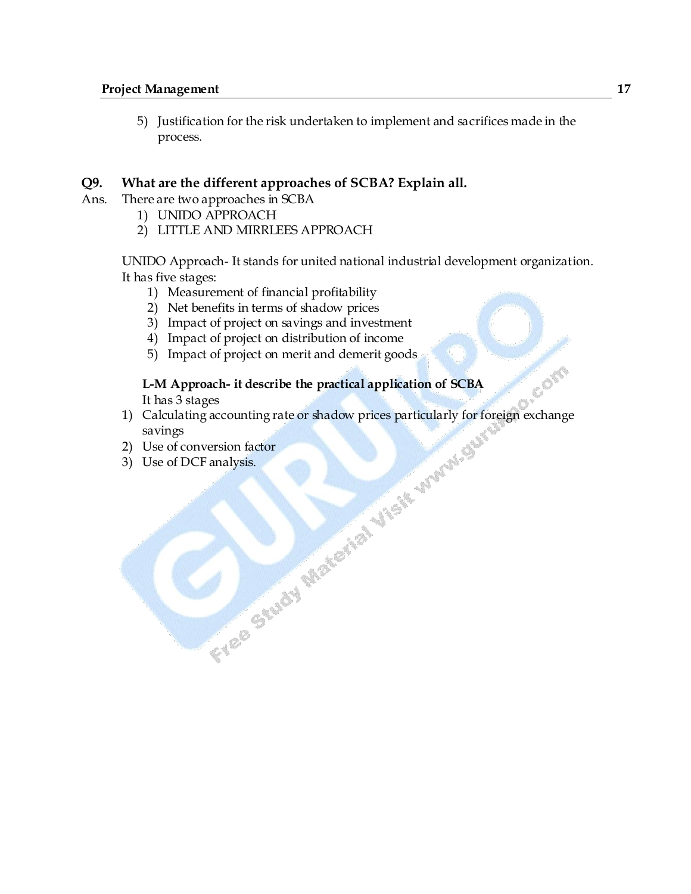5) Justification for the risk undertaken to implement and sacrifices made in the process.

**Q9. What are the different approaches of SCBA? Explain all.**

Ans. There are two approaches in SCBA

1) UNIDO APPROACH
2) LITTLE AND MIRRLEES APPROACH

UNIDO Approach- It stands for united national industrial development organization. It has five stages:

1) Measurement of financial profitability
2) Net benefits in terms of shadow prices
3) Impact of project on savings and investment
4) Impact of project on distribution of income
5) Impact of project on merit and demerit goods

**L-M Approach- it describe the practical application of SCBA**

It has 3 stages

1) Calculating accounting rate or shadow prices particularly for foreign exchange savings
2) Use of conversion factor
3) Use of DCF analysis.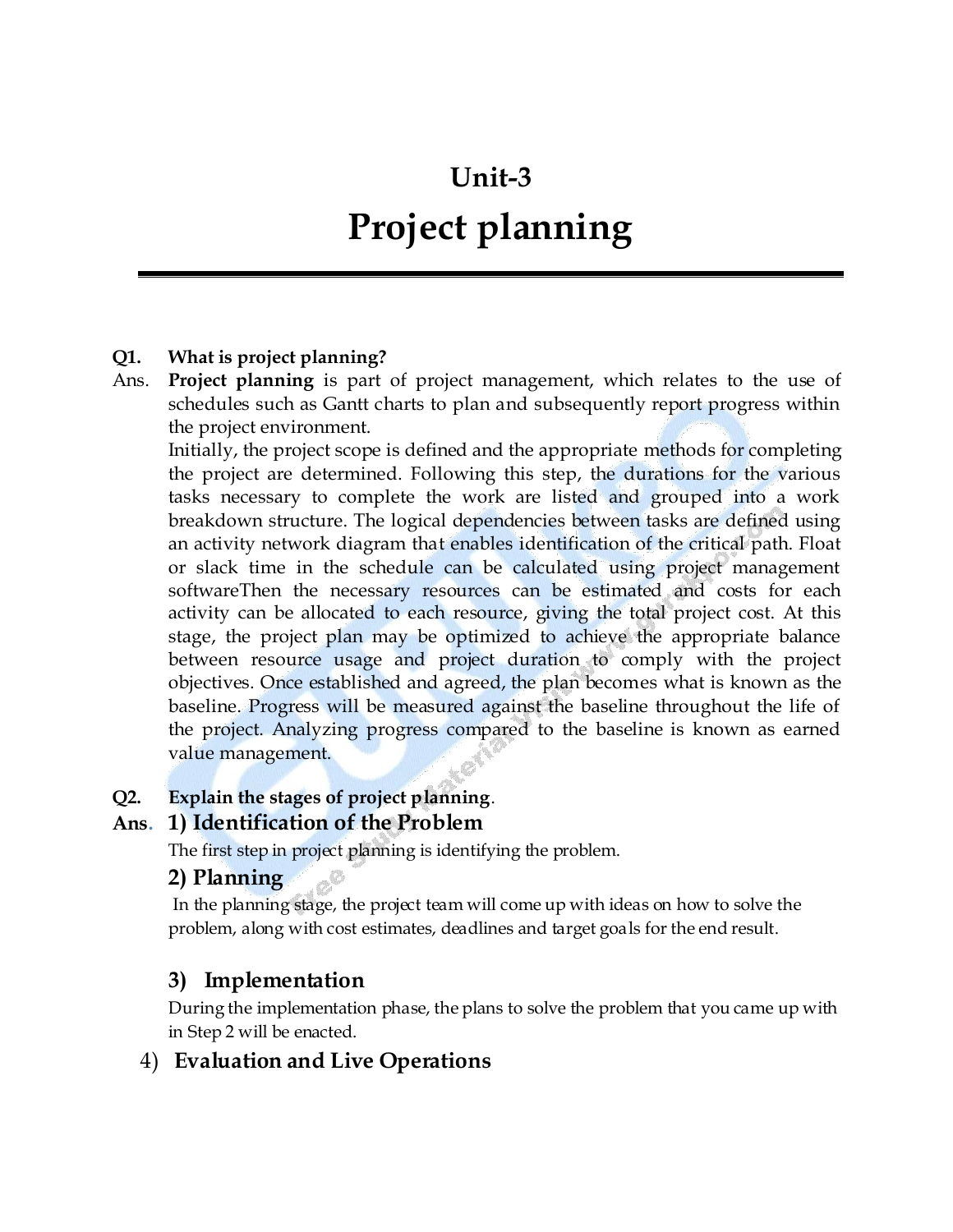# Unit-3

# Project planning

**Q1. What is project planning?**

Ans. **Project planning** is part of project management, which relates to the use of schedules such as Gantt charts to plan and subsequently report progress within the project environment.

Initially, the project scope is defined and the appropriate methods for completing the project are determined. Following this step, the durations for the various tasks necessary to complete the work are listed and grouped into a work breakdown structure. The logical dependencies between tasks are defined using an activity network diagram that enables identification of the critical path. Float or slack time in the schedule can be calculated using project management softwareThen the necessary resources can be estimated and costs for each activity can be allocated to each resource, giving the total project cost. At this stage, the project plan may be optimized to achieve the appropriate balance between resource usage and project duration to comply with the project objectives. Once established and agreed, the plan becomes what is known as the baseline. Progress will be measured against the baseline throughout the life of the project. Analyzing progress compared to the baseline is known as earned value management.

**Q2. Explain the stages of project planning.**

Ans.

### 1) Identification of the Problem

The first step in project planning is identifying the problem.

### 2) Planning

In the planning stage, the project team will come up with ideas on how to solve the problem, along with cost estimates, deadlines and target goals for the end result.

### 3) Implementation

During the implementation phase, the plans to solve the problem that you came up with in Step 2 will be enacted.

### 4) Evaluation and Live Operations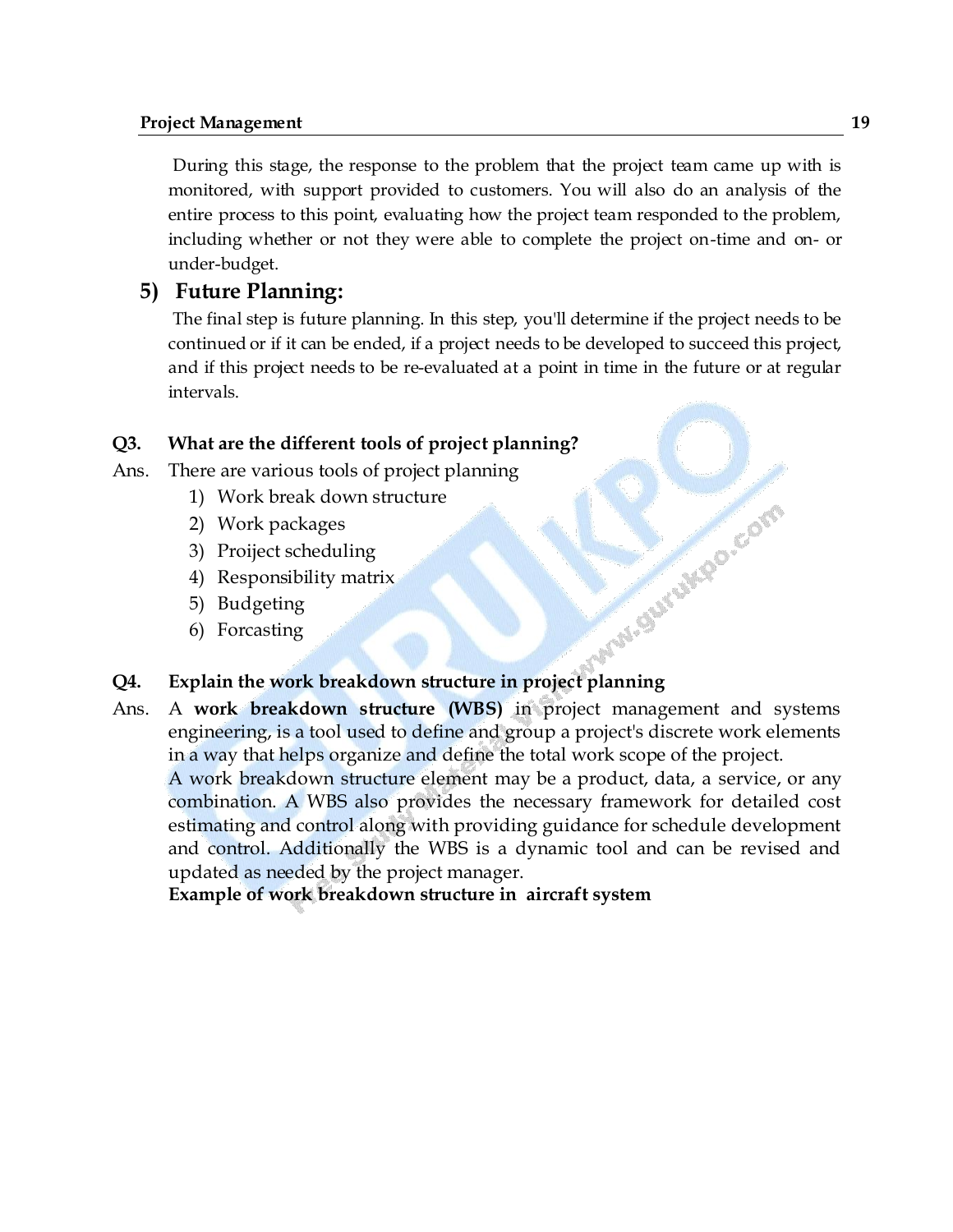During this stage, the response to the problem that the project team came up with is monitored, with support provided to customers. You will also do an analysis of the entire process to this point, evaluating how the project team responded to the problem, including whether or not they were able to complete the project on-time and on- or under-budget.

### 5) Future Planning:

The final step is future planning. In this step, you'll determine if the project needs to be continued or if it can be ended, if a project needs to be developed to succeed this project, and if this project needs to be re-evaluated at a point in time in the future or at regular intervals.

**Q3. What are the different tools of project planning?**

Ans. There are various tools of project planning

1) Work break down structure
2) Work packages
3) Proiject scheduling
4) Responsibility matrix
5) Budgeting
6) Forcasting

**Q4. Explain the work breakdown structure in project planning**

Ans. A **work breakdown structure (WBS)** in project management and systems engineering, is a tool used to define and group a project's discrete work elements in a way that helps organize and define the total work scope of the project.

A work breakdown structure element may be a product, data, a service, or any combination. A WBS also provides the necessary framework for detailed cost estimating and control along with providing guidance for schedule development and control. Additionally the WBS is a dynamic tool and can be revised and updated as needed by the project manager.

**Example of work breakdown structure in aircraft system**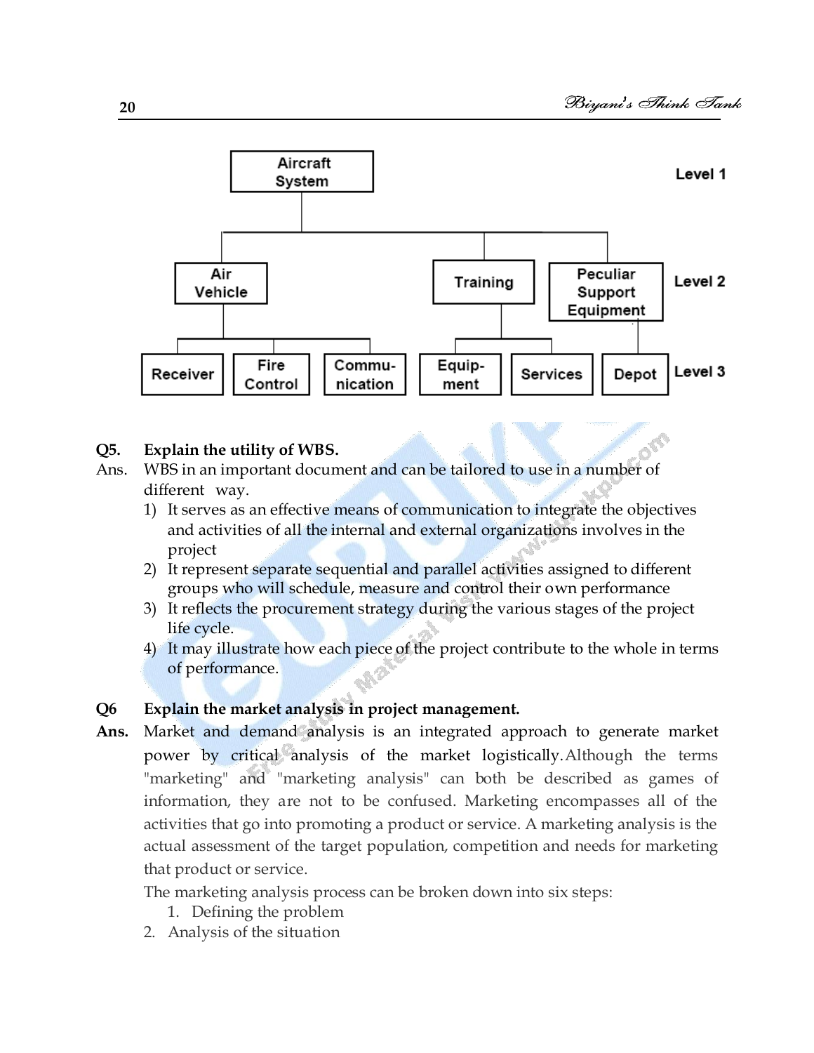Aircraft System — Level 1

Air Vehicle | Training | Peculiar Support Equipment — Level 2

Receiver | Fire Control | Communication | Equipment | Services | Depot — Level 3

**Q5. Explain the utility of WBS.**

Ans. WBS in an important document and can be tailored to use in a number of different way.

1) It serves as an effective means of communication to integrate the objectives and activities of all the internal and external organizations involves in the project
2) It represent separate sequential and parallel activities assigned to different groups who will schedule, measure and control their own performance
3) It reflects the procurement strategy during the various stages of the project life cycle.
4) It may illustrate how each piece of the project contribute to the whole in terms of performance.

**Q6 Explain the market analysis in project management.**

**Ans.** Market and demand analysis is an integrated approach to generate market power by critical analysis of the market logistically. Although the terms "marketing" and "marketing analysis" can both be described as games of information, they are not to be confused. Marketing encompasses all of the activities that go into promoting a product or service. A marketing analysis is the actual assessment of the target population, competition and needs for marketing that product or service.

The marketing analysis process can be broken down into six steps:

1. Defining the problem
2. Analysis of the situation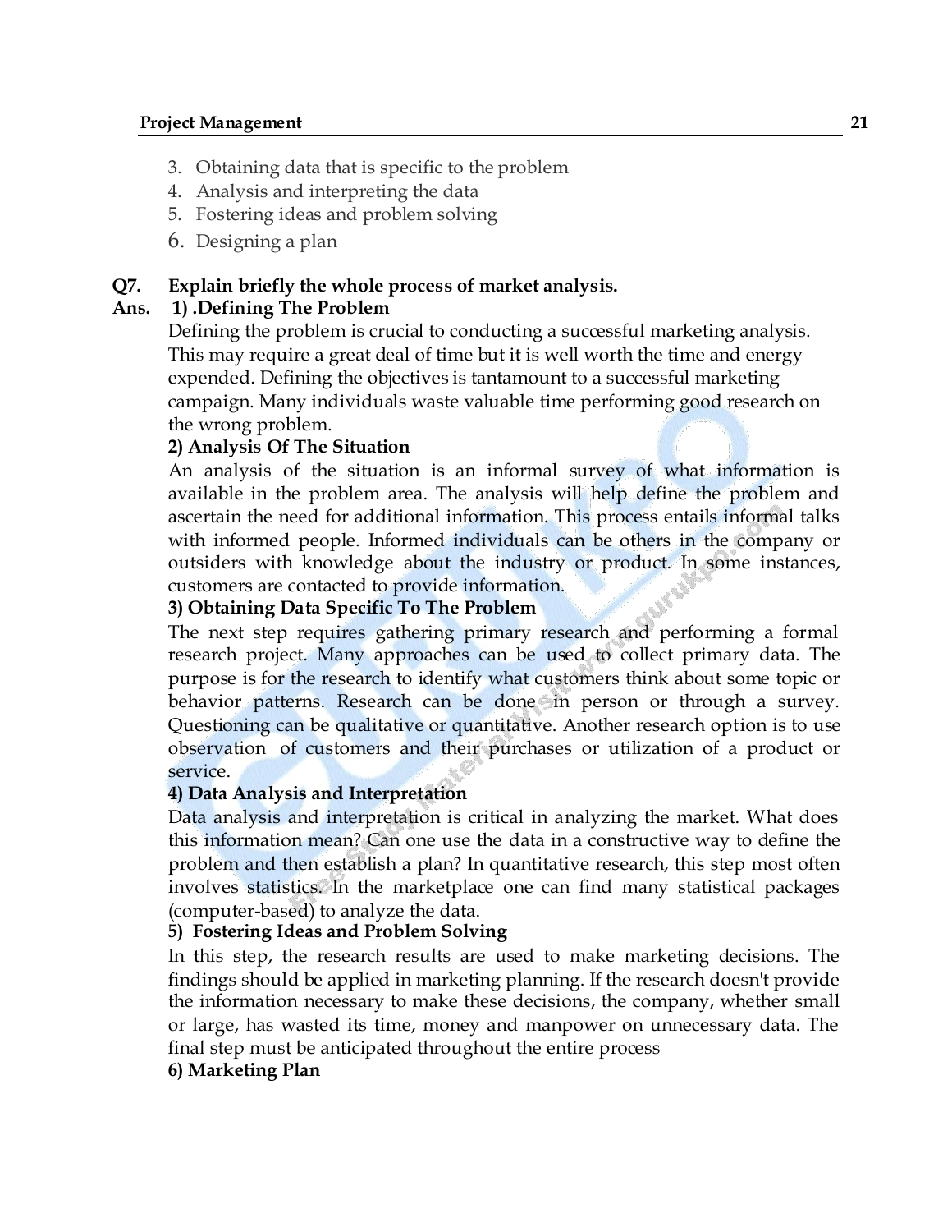3. Obtaining data that is specific to the problem
4. Analysis and interpreting the data
5. Fostering ideas and problem solving
6. Designing a plan

**Q7. Explain briefly the whole process of market analysis.**

**Ans. 1) .Defining The Problem**

Defining the problem is crucial to conducting a successful marketing analysis. This may require a great deal of time but it is well worth the time and energy expended. Defining the objectives is tantamount to a successful marketing campaign. Many individuals waste valuable time performing good research on the wrong problem.

**2) Analysis Of The Situation**

An analysis of the situation is an informal survey of what information is available in the problem area. The analysis will help define the problem and ascertain the need for additional information. This process entails informal talks with informed people. Informed individuals can be others in the company or outsiders with knowledge about the industry or product. In some instances, customers are contacted to provide information.

**3) Obtaining Data Specific To The Problem**

The next step requires gathering primary research and performing a formal research project. Many approaches can be used to collect primary data. The purpose is for the research to identify what customers think about some topic or behavior patterns. Research can be done in person or through a survey. Questioning can be qualitative or quantitative. Another research option is to use observation of customers and their purchases or utilization of a product or service.

**4) Data Analysis and Interpretation**

Data analysis and interpretation is critical in analyzing the market. What does this information mean? Can one use the data in a constructive way to define the problem and then establish a plan? In quantitative research, this step most often involves statistics. In the marketplace one can find many statistical packages (computer-based) to analyze the data.

**5) Fostering Ideas and Problem Solving**

In this step, the research results are used to make marketing decisions. The findings should be applied in marketing planning. If the research doesn't provide the information necessary to make these decisions, the company, whether small or large, has wasted its time, money and manpower on unnecessary data. The final step must be anticipated throughout the entire process

**6) Marketing Plan**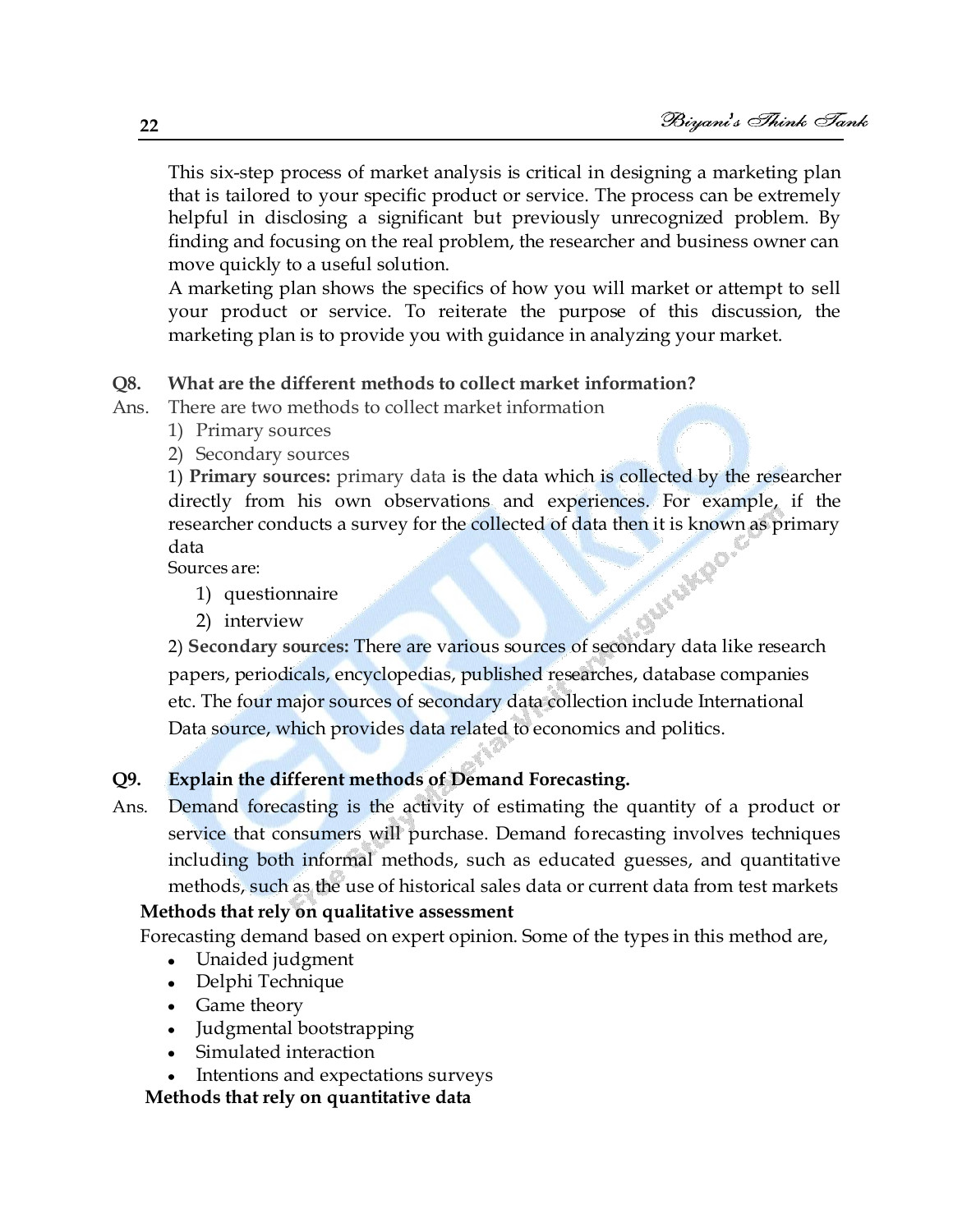This six-step process of market analysis is critical in designing a marketing plan that is tailored to your specific product or service. The process can be extremely helpful in disclosing a significant but previously unrecognized problem. By finding and focusing on the real problem, the researcher and business owner can move quickly to a useful solution.

A marketing plan shows the specifics of how you will market or attempt to sell your product or service. To reiterate the purpose of this discussion, the marketing plan is to provide you with guidance in analyzing your market.

**Q8. What are the different methods to collect market information?**

Ans. There are two methods to collect market information

1) Primary sources
2) Secondary sources

1) **Primary sources:** primary data is the data which is collected by the researcher directly from his own observations and experiences. For example, if the researcher conducts a survey for the collected of data then it is known as primary data

Sources are:

1) questionnaire
2) interview

2) **Secondary sources:** There are various sources of secondary data like research papers, periodicals, encyclopedias, published researches, database companies etc. The four major sources of secondary data collection include International Data source, which provides data related to economics and politics.

**Q9. Explain the different methods of Demand Forecasting.**

Ans. Demand forecasting is the activity of estimating the quantity of a product or service that consumers will purchase. Demand forecasting involves techniques including both informal methods, such as educated guesses, and quantitative methods, such as the use of historical sales data or current data from test markets

**Methods that rely on qualitative assessment**

Forecasting demand based on expert opinion. Some of the types in this method are,

- Unaided judgment
- Delphi Technique
- Game theory
- Judgmental bootstrapping
- Simulated interaction
- Intentions and expectations surveys

**Methods that rely on quantitative data**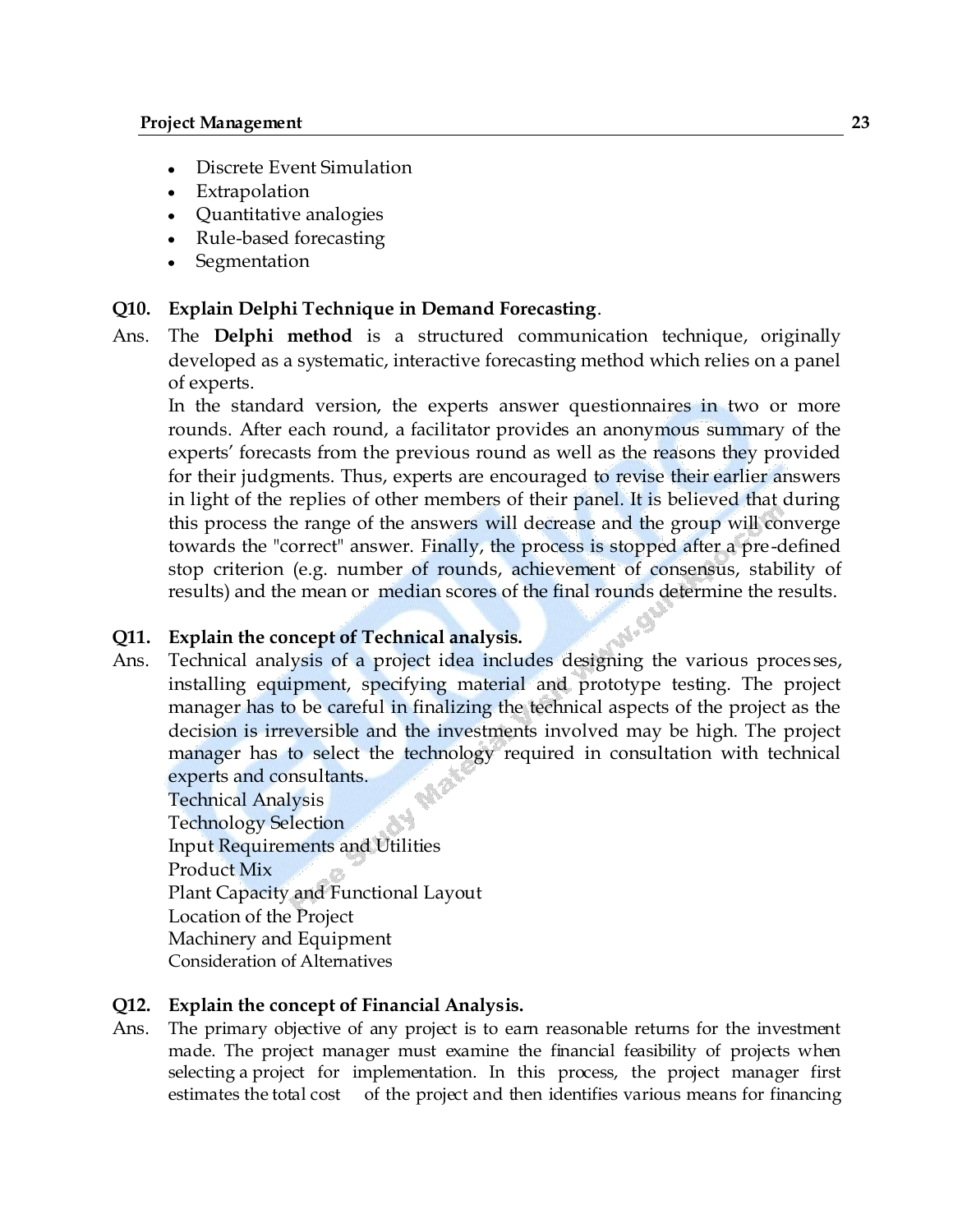- Discrete Event Simulation
- Extrapolation
- Quantitative analogies
- Rule-based forecasting
- Segmentation

**Q10. Explain Delphi Technique in Demand Forecasting**.

Ans. The **Delphi method** is a structured communication technique, originally developed as a systematic, interactive forecasting method which relies on a panel of experts.

In the standard version, the experts answer questionnaires in two or more rounds. After each round, a facilitator provides an anonymous summary of the experts' forecasts from the previous round as well as the reasons they provided for their judgments. Thus, experts are encouraged to revise their earlier answers in light of the replies of other members of their panel. It is believed that during this process the range of the answers will decrease and the group will converge towards the "correct" answer. Finally, the process is stopped after a pre-defined stop criterion (e.g. number of rounds, achievement of consensus, stability of results) and the mean or median scores of the final rounds determine the results.

**Q11. Explain the concept of Technical analysis.**

Ans. Technical analysis of a project idea includes designing the various processes, installing equipment, specifying material and prototype testing. The project manager has to be careful in finalizing the technical aspects of the project as the decision is irreversible and the investments involved may be high. The project manager has to select the technology required in consultation with technical experts and consultants.

Technical Analysis
Technology Selection
Input Requirements and Utilities
Product Mix
Plant Capacity and Functional Layout
Location of the Project
Machinery and Equipment
Consideration of Alternatives

**Q12. Explain the concept of Financial Analysis.**

Ans. The primary objective of any project is to earn reasonable returns for the investment made. The project manager must examine the financial feasibility of projects when selecting a project for implementation. In this process, the project manager first estimates the total cost of the project and then identifies various means for financing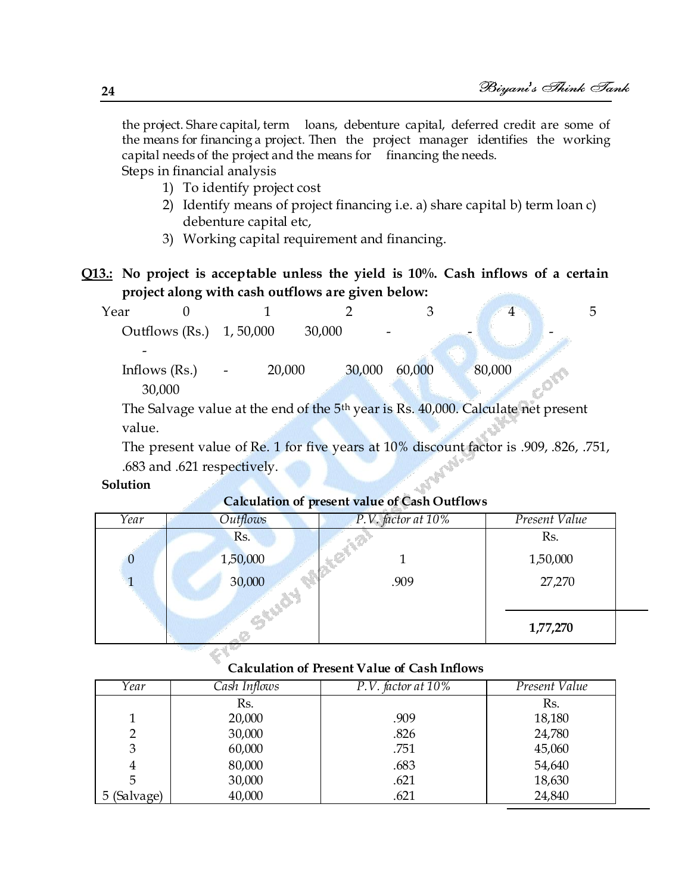the project. Share capital, term loans, debenture capital, deferred credit are some of the means for financing a project. Then the project manager identifies the working capital needs of the project and the means for financing the needs.

Steps in financial analysis

1) To identify project cost
2) Identify means of project financing i.e. a) share capital b) term loan c) debenture capital etc,
3) Working capital requirement and financing.

**Q13.: No project is acceptable unless the yield is 10%. Cash inflows of a certain project along with cash outflows are given below:**

| Year | 0 | 1 | 2 | 3 | 4 | 5 |
|---|---|---|---|---|---|---|
| Outflows (Rs.) | 1, 50,000 | 30,000 | - | - | - | - |
| Inflows (Rs.) | - | 20,000 | 30,000 | 60,000 | 80,000 | 30,000 |

The Salvage value at the end of the 5th year is Rs. 40,000. Calculate net present value.

The present value of Re. 1 for five years at 10% discount factor is .909, .826, .751, .683 and .621 respectively.

**Solution**

**Calculation of present value of Cash Outflows**

| *Year* | *Outflows* | *P.V. factor at 10%* | *Present Value* |
|---|---|---|---|
| | Rs. | | Rs. |
| 0 | 1,50,000 | 1 | 1,50,000 |
| 1 | 30,000 | .909 | 27,270 |
| | | | **1,77,270** |

**Calculation of Present Value of Cash Inflows**

| *Year* | *Cash Inflows* | *P.V. factor at 10%* | *Present Value* |
|---|---|---|---|
| | Rs. | | Rs. |
| 1 | 20,000 | .909 | 18,180 |
| 2 | 30,000 | .826 | 24,780 |
| 3 | 60,000 | .751 | 45,060 |
| 4 | 80,000 | .683 | 54,640 |
| 5 | 30,000 | .621 | 18,630 |
| 5 (Salvage) | 40,000 | .621 | 24,840 |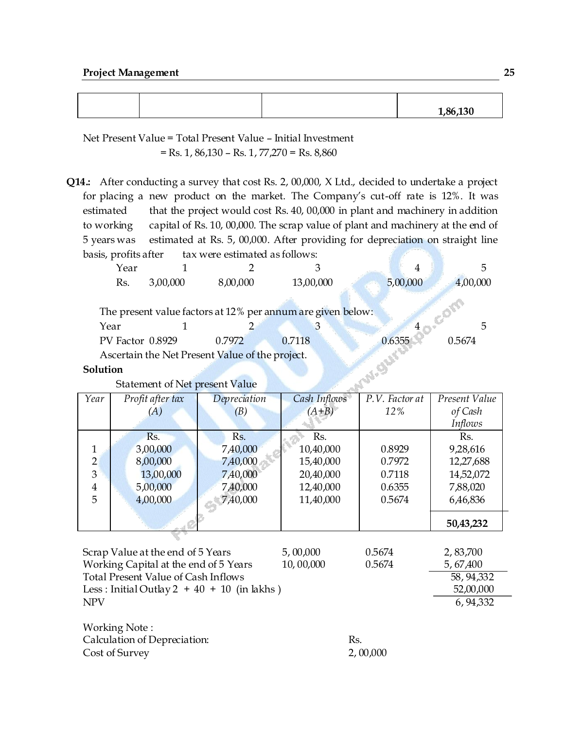| | | | 1,86,130 |
|---|---|---|---|

Net Present Value = Total Present Value – Initial Investment
= Rs. 1, 86,130 – Rs. 1, 77,270 = Rs. 8,860

**Q14.:** After conducting a survey that cost Rs. 2, 00,000, X Ltd., decided to undertake a project for placing a new product on the market. The Company's cut-off rate is 12%. It was estimated that the project would cost Rs. 40, 00,000 in plant and machinery in addition to working capital of Rs. 10, 00,000. The scrap value of plant and machinery at the end of 5 years was estimated at Rs. 5, 00,000. After providing for depreciation on straight line basis, profits after tax were estimated as follows:

| Year | 1 | 2 | 3 | 4 | 5 |
|---|---|---|---|---|---|
| Rs. | 3,00,000 | 8,00,000 | 13,00,000 | 5,00,000 | 4,00,000 |

The present value factors at 12% per annum are given below:

| Year | 1 | 2 | 3 | 4 | 5 |
|---|---|---|---|---|---|
| PV Factor | 0.8929 | 0.7972 | 0.7118 | 0.6355 | 0.5674 |

Ascertain the Net Present Value of the project.

**Solution**

Statement of Net present Value

| *Year* | *Profit after tax (A)* | *Depreciation (B)* | *Cash Inflows (A+B)* | *P.V. Factor at 12%* | *Present Value of Cash Inflows* |
|---|---|---|---|---|---|
| | Rs. | Rs. | Rs. | | Rs. |
| 1 | 3,00,000 | 7,40,000 | 10,40,000 | 0.8929 | 9,28,616 |
| 2 | 8,00,000 | 7,40,000 | 15,40,000 | 0.7972 | 12,27,688 |
| 3 | 13,00,000 | 7,40,000 | 20,40,000 | 0.7118 | 14,52,072 |
| 4 | 5,00,000 | 7,40,000 | 12,40,000 | 0.6355 | 7,88,020 |
| 5 | 4,00,000 | 7,40,000 | 11,40,000 | 0.5674 | 6,46,836 |
| | | | | | **50,43,232** |

| | | | |
|---|---|---|---|
| Scrap Value at the end of 5 Years | 5, 00,000 | 0.5674 | 2, 83,700 |
| Working Capital at the end of 5 Years | 10, 00,000 | 0.5674 | 5, 67,400 |
| Total Present Value of Cash Inflows | | | 58, 94,332 |
| Less : Initial Outlay 2 + 40 + 10 (in lakhs ) | | | 52,00,000 |
| NPV | | | 6, 94,332 |

Working Note :

| Calculation of Depreciation: | Rs. |
|---|---|
| Cost of Survey | 2, 00,000 |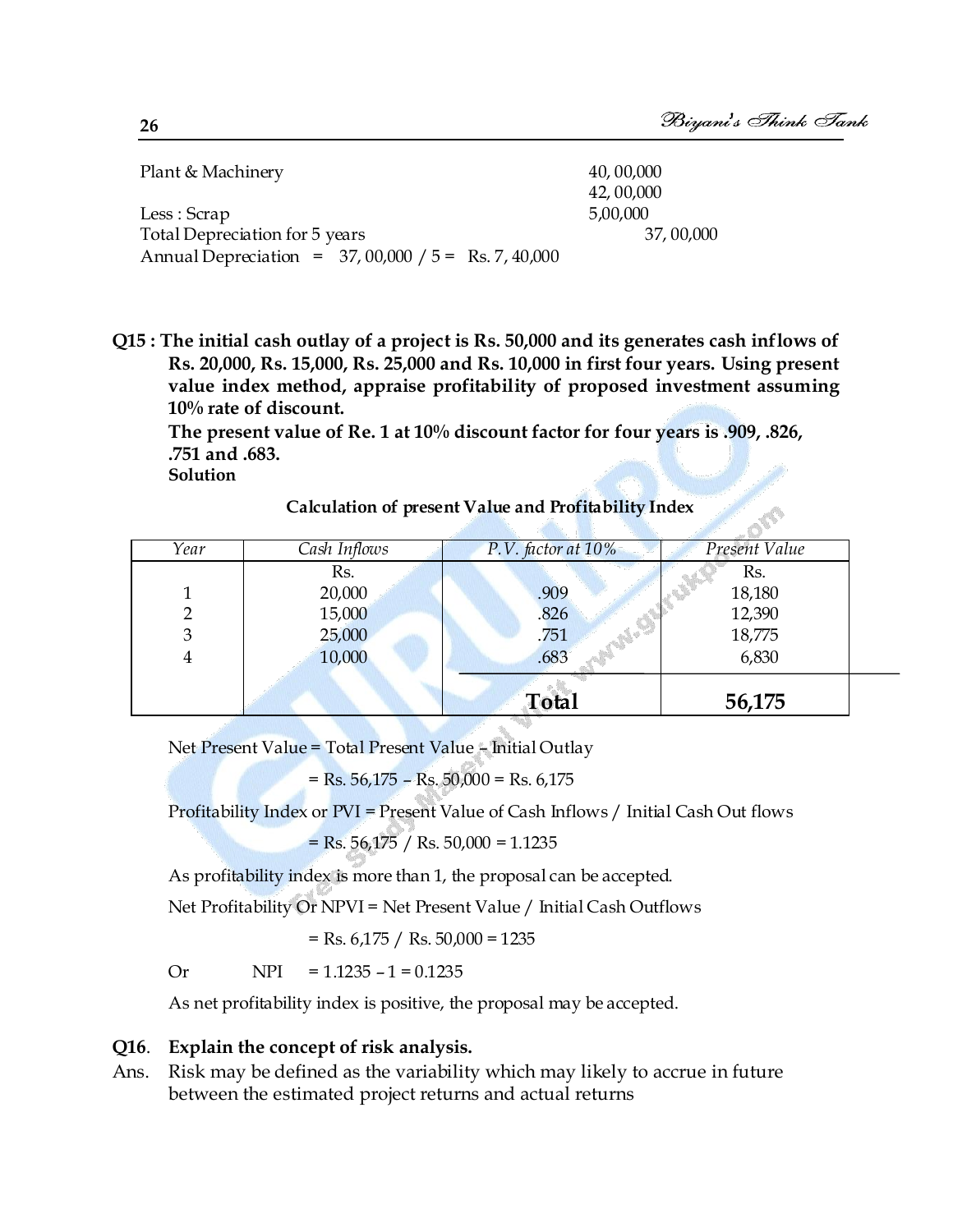Plant & Machinery 40, 00,000

42, 00,000

Less : Scrap 5,00,000

Total Depreciation for 5 years 37, 00,000

Annual Depreciation = 37, 00,000 / 5 = Rs. 7, 40,000

**Q15 : The initial cash outlay of a project is Rs. 50,000 and its generates cash inflows of Rs. 20,000, Rs. 15,000, Rs. 25,000 and Rs. 10,000 in first four years. Using present value index method, appraise profitability of proposed investment assuming 10% rate of discount.**

**The present value of Re. 1 at 10% discount factor for four years is .909, .826, .751 and .683.**

**Solution**

**Calculation of present Value and Profitability Index**

| *Year* | *Cash Inflows* | *P.V. factor at 10%* | *Present Value* |
|---|---|---|---|
| | Rs. | | Rs. |
| 1 | 20,000 | .909 | 18,180 |
| 2 | 15,000 | .826 | 12,390 |
| 3 | 25,000 | .751 | 18,775 |
| 4 | 10,000 | .683 | 6,830 |
| | | **Total** | **56,175** |

Net Present Value = Total Present Value – Initial Outlay

= Rs. 56,175 – Rs. 50,000 = Rs. 6,175

Profitability Index or PVI = Present Value of Cash Inflows / Initial Cash Out flows

= Rs. 56,175 / Rs. 50,000 = 1.1235

As profitability index is more than 1, the proposal can be accepted.

Net Profitability Or NPVI = Net Present Value / Initial Cash Outflows

= Rs. 6,175 / Rs. 50,000 = 1235

Or NPI = 1.1235 – 1 = 0.1235

As net profitability index is positive, the proposal may be accepted.

**Q16. Explain the concept of risk analysis.**

Ans. Risk may be defined as the variability which may likely to accrue in future between the estimated project returns and actual returns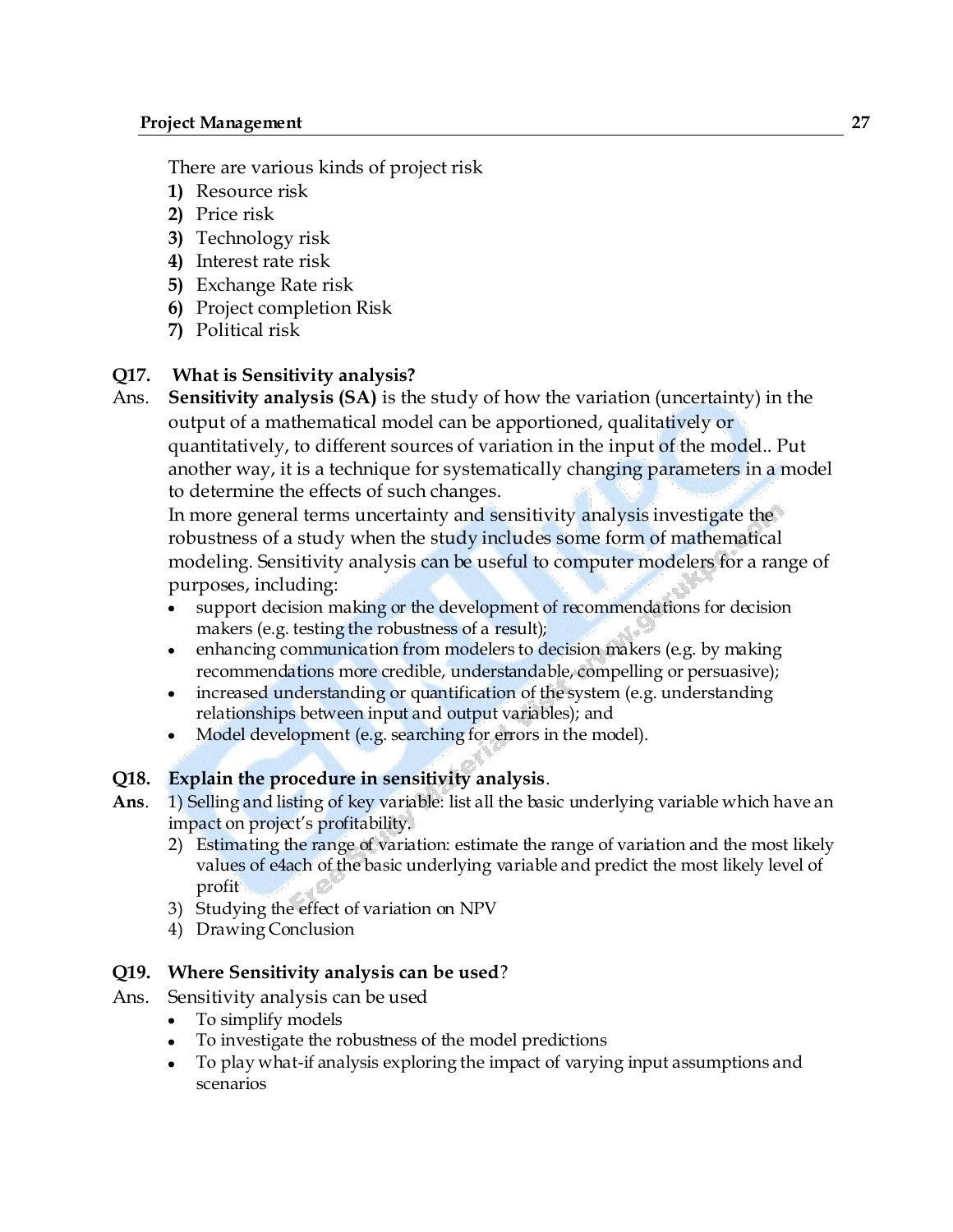There are various kinds of project risk

1) Resource risk
2) Price risk
3) Technology risk
4) Interest rate risk
5) Exchange Rate risk
6) Project completion Risk
7) Political risk

**Q17. What is Sensitivity analysis?**

Ans. **Sensitivity analysis (SA)** is the study of how the variation (uncertainty) in the output of a mathematical model can be apportioned, qualitatively or quantitatively, to different sources of variation in the input of the model.. Put another way, it is a technique for systematically changing parameters in a model to determine the effects of such changes.

In more general terms uncertainty and sensitivity analysis investigate the robustness of a study when the study includes some form of mathematical modeling. Sensitivity analysis can be useful to computer modelers for a range of purposes, including:

- support decision making or the development of recommendations for decision makers (e.g. testing the robustness of a result);
- enhancing communication from modelers to decision makers (e.g. by making recommendations more credible, understandable, compelling or persuasive);
- increased understanding or quantification of the system (e.g. understanding relationships between input and output variables); and
- Model development (e.g. searching for errors in the model).

**Q18. Explain the procedure in sensitivity analysis**.

**Ans**. 1) Selling and listing of key variable: list all the basic underlying variable which have an impact on project's profitability.

2) Estimating the range of variation: estimate the range of variation and the most likely values of e4ach of the basic underlying variable and predict the most likely level of profit
3) Studying the effect of variation on NPV
4) Drawing Conclusion

**Q19. Where Sensitivity analysis can be used**?

Ans. Sensitivity analysis can be used

- To simplify models
- To investigate the robustness of the model predictions
- To play what-if analysis exploring the impact of varying input assumptions and scenarios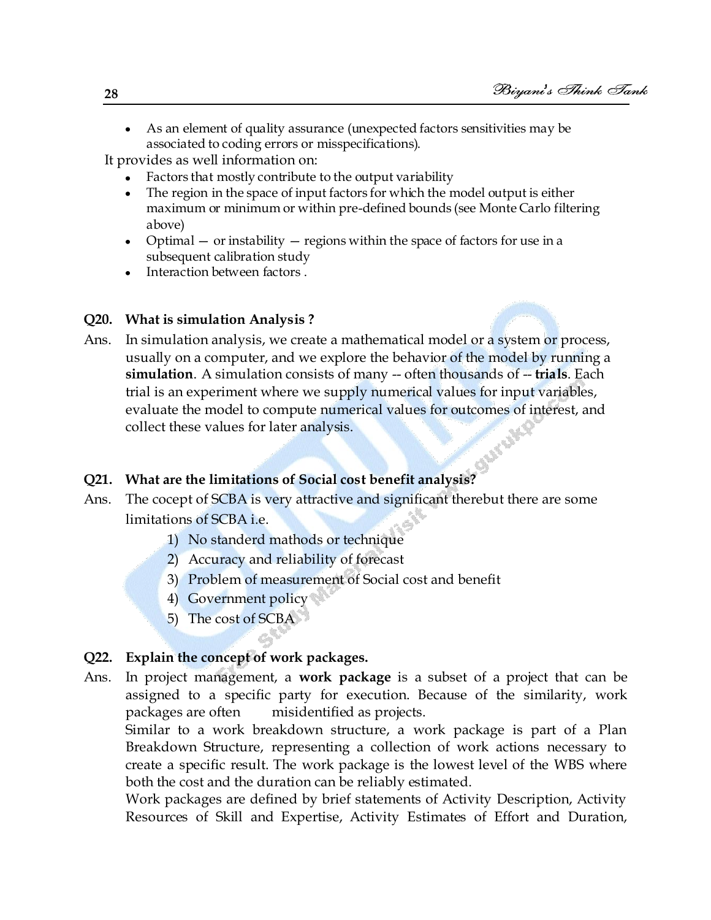- As an element of quality assurance (unexpected factors sensitivities may be associated to coding errors or misspecifications).

It provides as well information on:

- Factors that mostly contribute to the output variability
- The region in the space of input factors for which the model output is either maximum or minimum or within pre-defined bounds (see Monte Carlo filtering above)
- Optimal — or instability — regions within the space of factors for use in a subsequent calibration study
- Interaction between factors .

**Q20. What is simulation Analysis ?**

Ans. In simulation analysis, we create a mathematical model or a system or process, usually on a computer, and we explore the behavior of the model by running a **simulation**. A simulation consists of many -- often thousands of -- **trials**. Each trial is an experiment where we supply numerical values for input variables, evaluate the model to compute numerical values for outcomes of interest, and collect these values for later analysis.

**Q21. What are the limitations of Social cost benefit analysis?**

Ans. The cocept of SCBA is very attractive and significant therebut there are some limitations of SCBA i.e.

1) No standerd mathods or technique
2) Accuracy and reliability of forecast
3) Problem of measurement of Social cost and benefit
4) Government policy
5) The cost of SCBA

**Q22. Explain the concept of work packages.**

Ans. In project management, a **work package** is a subset of a project that can be assigned to a specific party for execution. Because of the similarity, work packages are often misidentified as projects.

Similar to a work breakdown structure, a work package is part of a Plan Breakdown Structure, representing a collection of work actions necessary to create a specific result. The work package is the lowest level of the WBS where both the cost and the duration can be reliably estimated.

Work packages are defined by brief statements of Activity Description, Activity Resources of Skill and Expertise, Activity Estimates of Effort and Duration,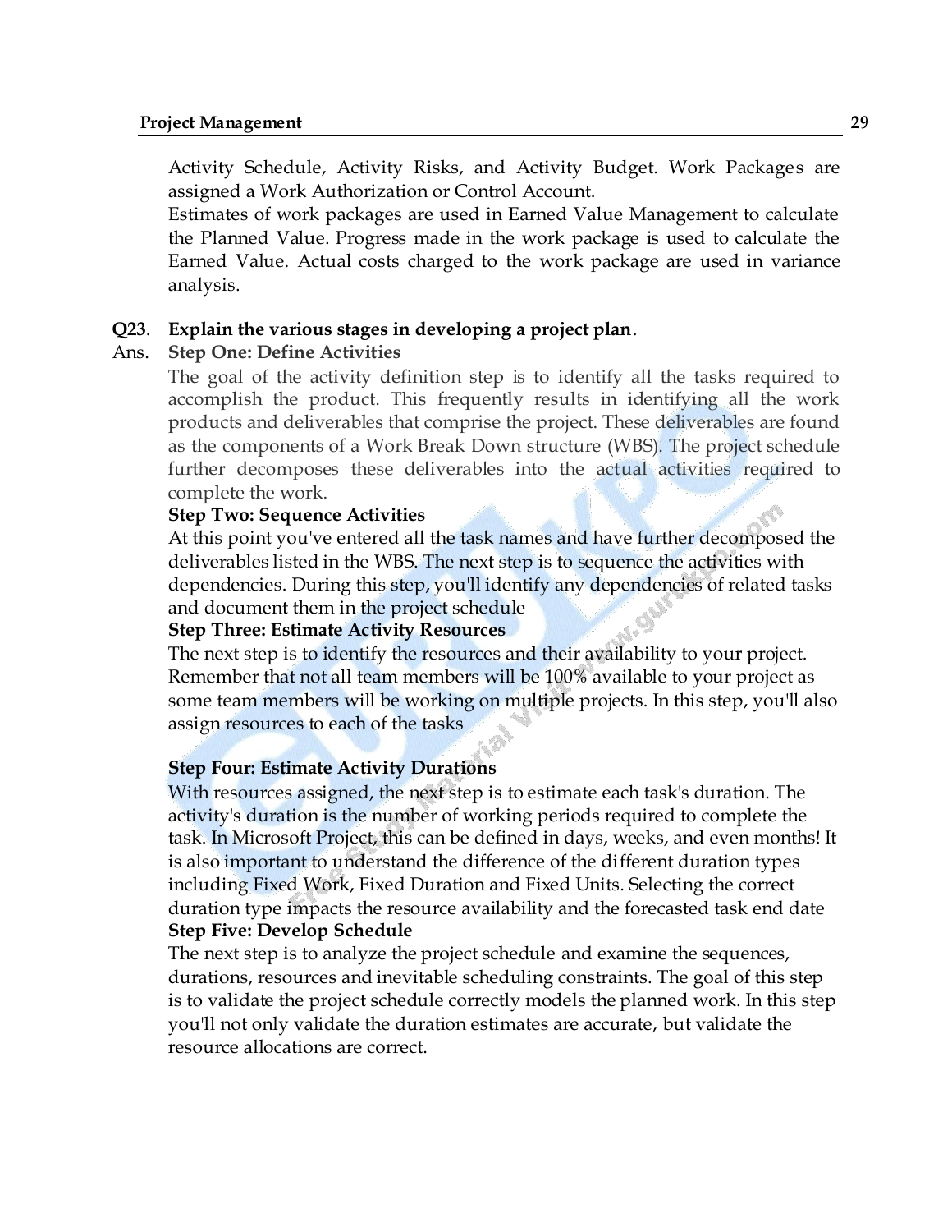Activity Schedule, Activity Risks, and Activity Budget. Work Packages are assigned a Work Authorization or Control Account.

Estimates of work packages are used in Earned Value Management to calculate the Planned Value. Progress made in the work package is used to calculate the Earned Value. Actual costs charged to the work package are used in variance analysis.

**Q23. Explain the various stages in developing a project plan.**

Ans. **Step One: Define Activities**

The goal of the activity definition step is to identify all the tasks required to accomplish the product. This frequently results in identifying all the work products and deliverables that comprise the project. These deliverables are found as the components of a Work Break Down structure (WBS). The project schedule further decomposes these deliverables into the actual activities required to complete the work.

**Step Two: Sequence Activities**

At this point you've entered all the task names and have further decomposed the deliverables listed in the WBS. The next step is to sequence the activities with dependencies. During this step, you'll identify any dependencies of related tasks and document them in the project schedule

**Step Three: Estimate Activity Resources**

The next step is to identify the resources and their availability to your project. Remember that not all team members will be 100% available to your project as some team members will be working on multiple projects. In this step, you'll also assign resources to each of the tasks

**Step Four: Estimate Activity Durations**

With resources assigned, the next step is to estimate each task's duration. The activity's duration is the number of working periods required to complete the task. In Microsoft Project, this can be defined in days, weeks, and even months! It is also important to understand the difference of the different duration types including Fixed Work, Fixed Duration and Fixed Units. Selecting the correct duration type impacts the resource availability and the forecasted task end date

**Step Five: Develop Schedule**

The next step is to analyze the project schedule and examine the sequences, durations, resources and inevitable scheduling constraints. The goal of this step is to validate the project schedule correctly models the planned work. In this step you'll not only validate the duration estimates are accurate, but validate the resource allocations are correct.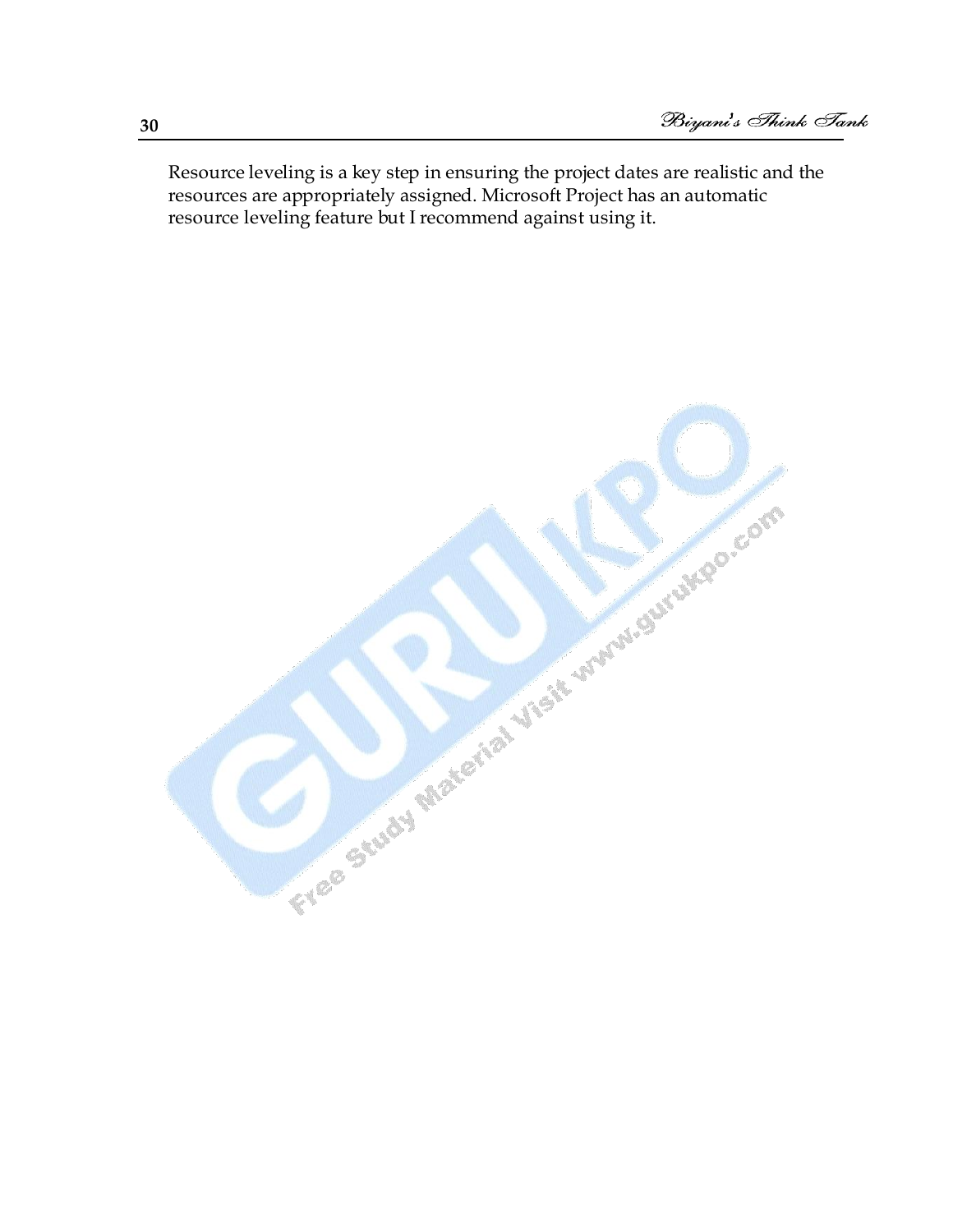Resource leveling is a key step in ensuring the project dates are realistic and the resources are appropriately assigned. Microsoft Project has an automatic resource leveling feature but I recommend against using it.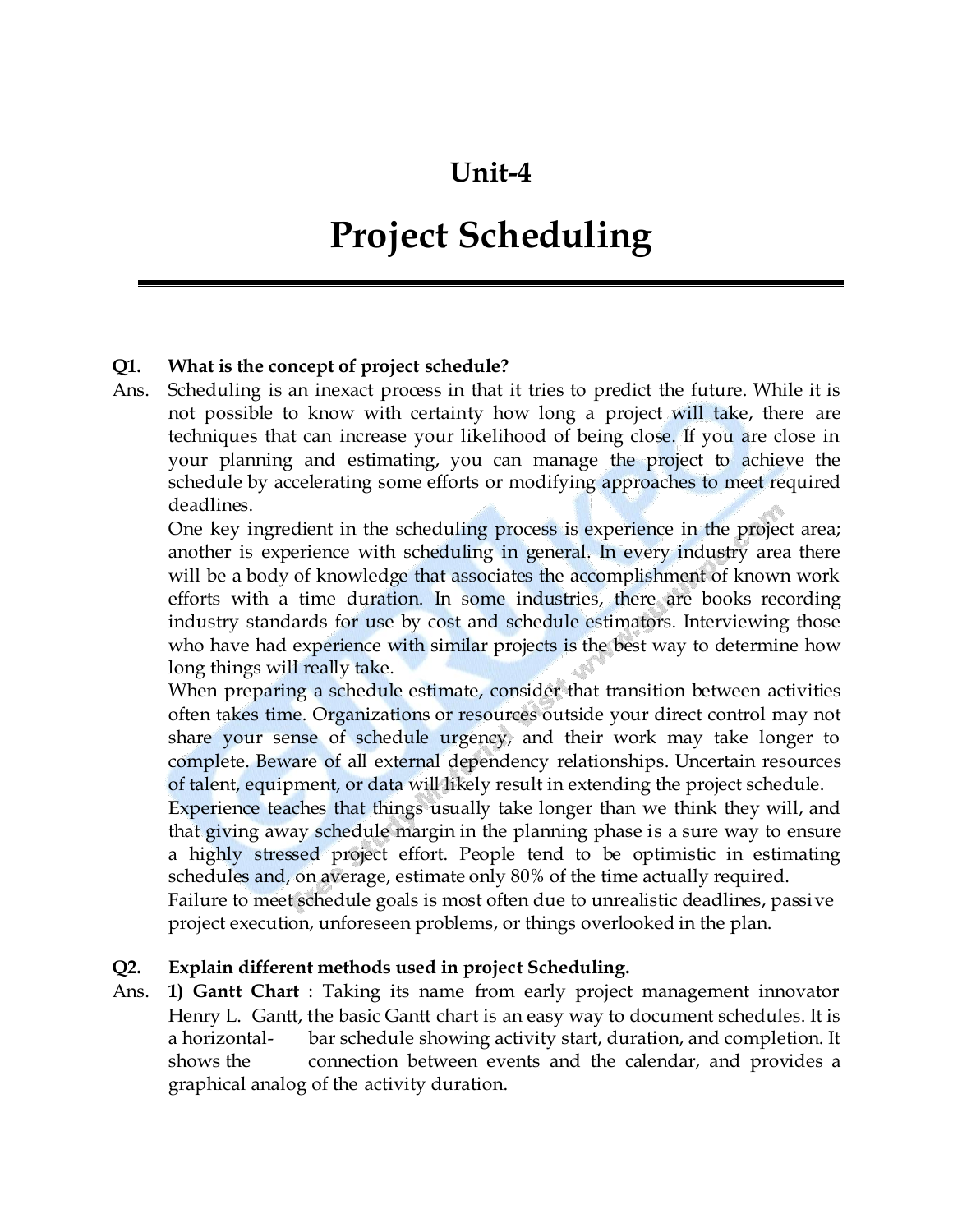# Unit-4

# Project Scheduling

**Q1. What is the concept of project schedule?**

Ans. Scheduling is an inexact process in that it tries to predict the future. While it is not possible to know with certainty how long a project will take, there are techniques that can increase your likelihood of being close. If you are close in your planning and estimating, you can manage the project to achieve the schedule by accelerating some efforts or modifying approaches to meet required deadlines.

One key ingredient in the scheduling process is experience in the project area; another is experience with scheduling in general. In every industry area there will be a body of knowledge that associates the accomplishment of known work efforts with a time duration. In some industries, there are books recording industry standards for use by cost and schedule estimators. Interviewing those who have had experience with similar projects is the best way to determine how long things will really take.

When preparing a schedule estimate, consider that transition between activities often takes time. Organizations or resources outside your direct control may not share your sense of schedule urgency, and their work may take longer to complete. Beware of all external dependency relationships. Uncertain resources of talent, equipment, or data will likely result in extending the project schedule.

Experience teaches that things usually take longer than we think they will, and that giving away schedule margin in the planning phase is a sure way to ensure a highly stressed project effort. People tend to be optimistic in estimating schedules and, on average, estimate only 80% of the time actually required.

Failure to meet schedule goals is most often due to unrealistic deadlines, passive project execution, unforeseen problems, or things overlooked in the plan.

**Q2. Explain different methods used in project Scheduling.**

Ans. **1) Gantt Chart** : Taking its name from early project management innovator Henry L. Gantt, the basic Gantt chart is an easy way to document schedules. It is a horizontal-bar schedule showing activity start, duration, and completion. It shows the connection between events and the calendar, and provides a graphical analog of the activity duration.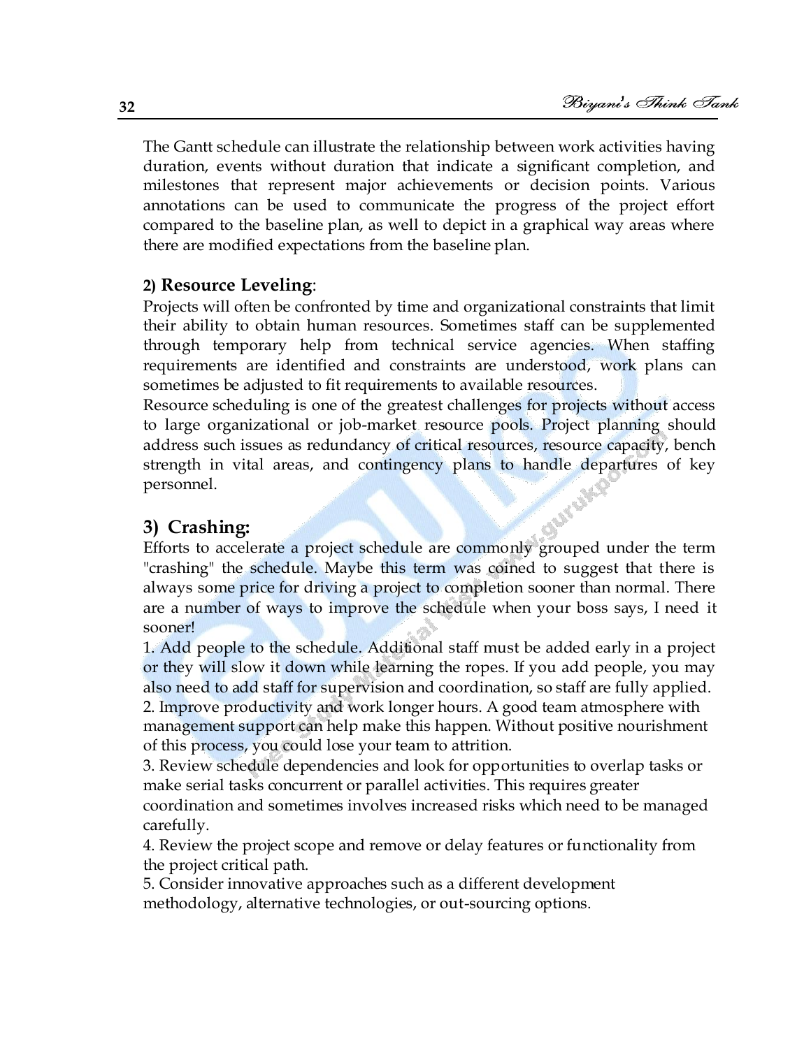The Gantt schedule can illustrate the relationship between work activities having duration, events without duration that indicate a significant completion, and milestones that represent major achievements or decision points. Various annotations can be used to communicate the progress of the project effort compared to the baseline plan, as well to depict in a graphical way areas where there are modified expectations from the baseline plan.

### 2) Resource Leveling:

Projects will often be confronted by time and organizational constraints that limit their ability to obtain human resources. Sometimes staff can be supplemented through temporary help from technical service agencies. When staffing requirements are identified and constraints are understood, work plans can sometimes be adjusted to fit requirements to available resources.

Resource scheduling is one of the greatest challenges for projects without access to large organizational or job-market resource pools. Project planning should address such issues as redundancy of critical resources, resource capacity, bench strength in vital areas, and contingency plans to handle departures of key personnel.

## 3) Crashing:

Efforts to accelerate a project schedule are commonly grouped under the term "crashing" the schedule. Maybe this term was coined to suggest that there is always some price for driving a project to completion sooner than normal. There are a number of ways to improve the schedule when your boss says, I need it sooner!

1. Add people to the schedule. Additional staff must be added early in a project or they will slow it down while learning the ropes. If you add people, you may also need to add staff for supervision and coordination, so staff are fully applied.
2. Improve productivity and work longer hours. A good team atmosphere with management support can help make this happen. Without positive nourishment of this process, you could lose your team to attrition.
3. Review schedule dependencies and look for opportunities to overlap tasks or make serial tasks concurrent or parallel activities. This requires greater coordination and sometimes involves increased risks which need to be managed carefully.
4. Review the project scope and remove or delay features or functionality from the project critical path.
5. Consider innovative approaches such as a different development methodology, alternative technologies, or out-sourcing options.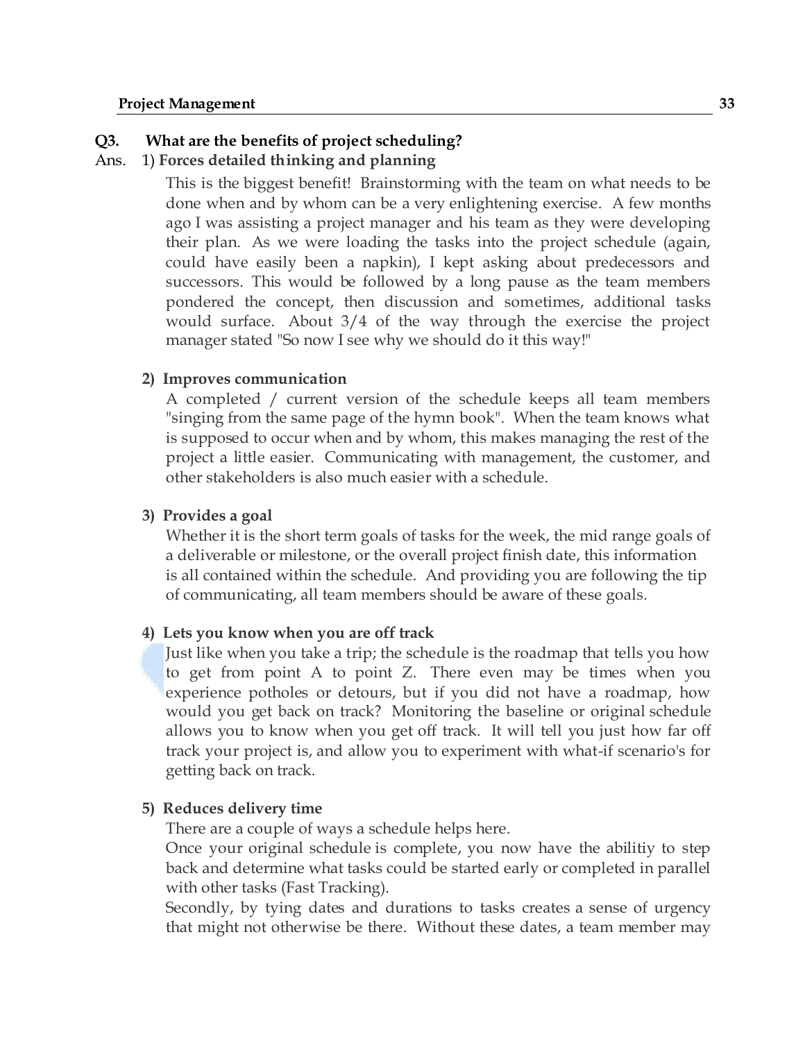**Q3. What are the benefits of project scheduling?**

Ans. 1) **Forces detailed thinking and planning**

This is the biggest benefit! Brainstorming with the team on what needs to be done when and by whom can be a very enlightening exercise. A few months ago I was assisting a project manager and his team as they were developing their plan. As we were loading the tasks into the project schedule (again, could have easily been a napkin), I kept asking about predecessors and successors. This would be followed by a long pause as the team members pondered the concept, then discussion and sometimes, additional tasks would surface. About 3/4 of the way through the exercise the project manager stated "So now I see why we should do it this way!"

2) **Improves communication**

A completed / current version of the schedule keeps all team members "singing from the same page of the hymn book". When the team knows what is supposed to occur when and by whom, this makes managing the rest of the project a little easier. Communicating with management, the customer, and other stakeholders is also much easier with a schedule.

3) **Provides a goal**

Whether it is the short term goals of tasks for the week, the mid range goals of a deliverable or milestone, or the overall project finish date, this information is all contained within the schedule. And providing you are following the tip of communicating, all team members should be aware of these goals.

4) **Lets you know when you are off track**

Just like when you take a trip; the schedule is the roadmap that tells you how to get from point A to point Z. There even may be times when you experience potholes or detours, but if you did not have a roadmap, how would you get back on track? Monitoring the baseline or original schedule allows you to know when you get off track. It will tell you just how far off track your project is, and allow you to experiment with what-if scenario's for getting back on track.

5) **Reduces delivery time**

There are a couple of ways a schedule helps here.

Once your original schedule is complete, you now have the abilitiy to step back and determine what tasks could be started early or completed in parallel with other tasks (Fast Tracking).

Secondly, by tying dates and durations to tasks creates a sense of urgency that might not otherwise be there. Without these dates, a team member may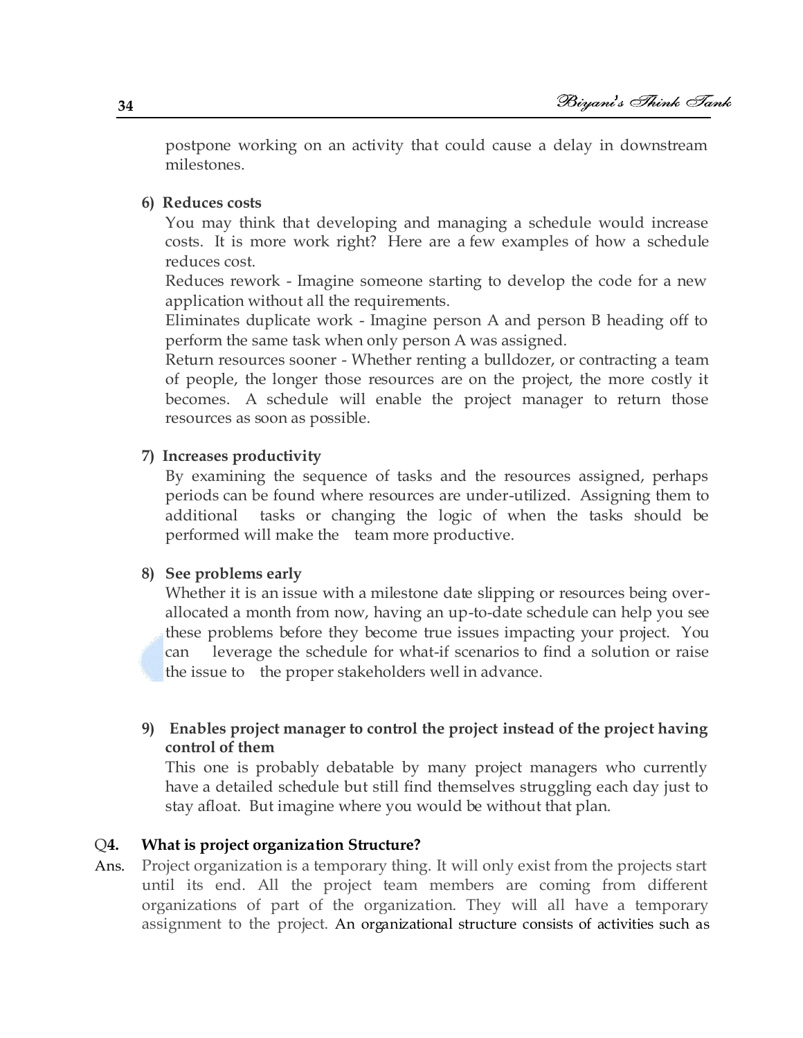postpone working on an activity that could cause a delay in downstream milestones.

**6) Reduces costs**

You may think that developing and managing a schedule would increase costs. It is more work right? Here are a few examples of how a schedule reduces cost.

Reduces rework - Imagine someone starting to develop the code for a new application without all the requirements.

Eliminates duplicate work - Imagine person A and person B heading off to perform the same task when only person A was assigned.

Return resources sooner - Whether renting a bulldozer, or contracting a team of people, the longer those resources are on the project, the more costly it becomes. A schedule will enable the project manager to return those resources as soon as possible.

**7) Increases productivity**

By examining the sequence of tasks and the resources assigned, perhaps periods can be found where resources are under-utilized. Assigning them to additional tasks or changing the logic of when the tasks should be performed will make the team more productive.

**8) See problems early**

Whether it is an issue with a milestone date slipping or resources being over-allocated a month from now, having an up-to-date schedule can help you see these problems before they become true issues impacting your project. You can leverage the schedule for what-if scenarios to find a solution or raise the issue to the proper stakeholders well in advance.

**9) Enables project manager to control the project instead of the project having control of them**

This one is probably debatable by many project managers who currently have a detailed schedule but still find themselves struggling each day just to stay afloat. But imagine where you would be without that plan.

**Q4. What is project organization Structure?**

Ans. Project organization is a temporary thing. It will only exist from the projects start until its end. All the project team members are coming from different organizations of part of the organization. They will all have a temporary assignment to the project. An organizational structure consists of activities such as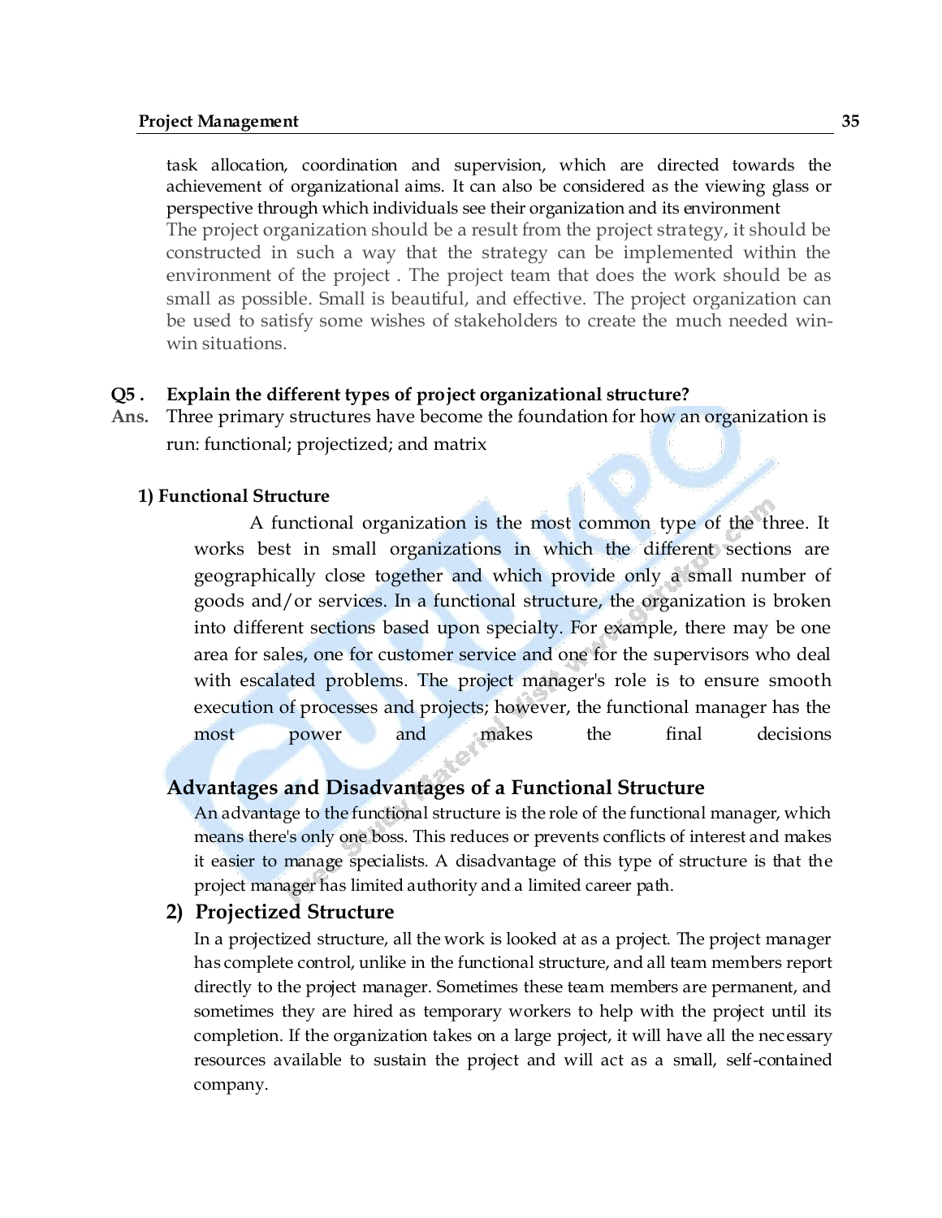task allocation, coordination and supervision, which are directed towards the achievement of organizational aims. It can also be considered as the viewing glass or perspective through which individuals see their organization and its environment

The project organization should be a result from the project strategy, it should be constructed in such a way that the strategy can be implemented within the environment of the project . The project team that does the work should be as small as possible. Small is beautiful, and effective. The project organization can be used to satisfy some wishes of stakeholders to create the much needed win-win situations.

**Q5 . Explain the different types of project organizational structure?**

**Ans.** Three primary structures have become the foundation for how an organization is run: functional; projectized; and matrix

**1) Functional Structure**

A functional organization is the most common type of the three. It works best in small organizations in which the different sections are geographically close together and which provide only a small number of goods and/or services. In a functional structure, the organization is broken into different sections based upon specialty. For example, there may be one area for sales, one for customer service and one for the supervisors who deal with escalated problems. The project manager's role is to ensure smooth execution of processes and projects; however, the functional manager has the most power and makes the final decisions

## Advantages and Disadvantages of a Functional Structure

An advantage to the functional structure is the role of the functional manager, which means there's only one boss. This reduces or prevents conflicts of interest and makes it easier to manage specialists. A disadvantage of this type of structure is that the project manager has limited authority and a limited career path.

## 2) Projectized Structure

In a projectized structure, all the work is looked at as a project. The project manager has complete control, unlike in the functional structure, and all team members report directly to the project manager. Sometimes these team members are permanent, and sometimes they are hired as temporary workers to help with the project until its completion. If the organization takes on a large project, it will have all the necessary resources available to sustain the project and will act as a small, self-contained company.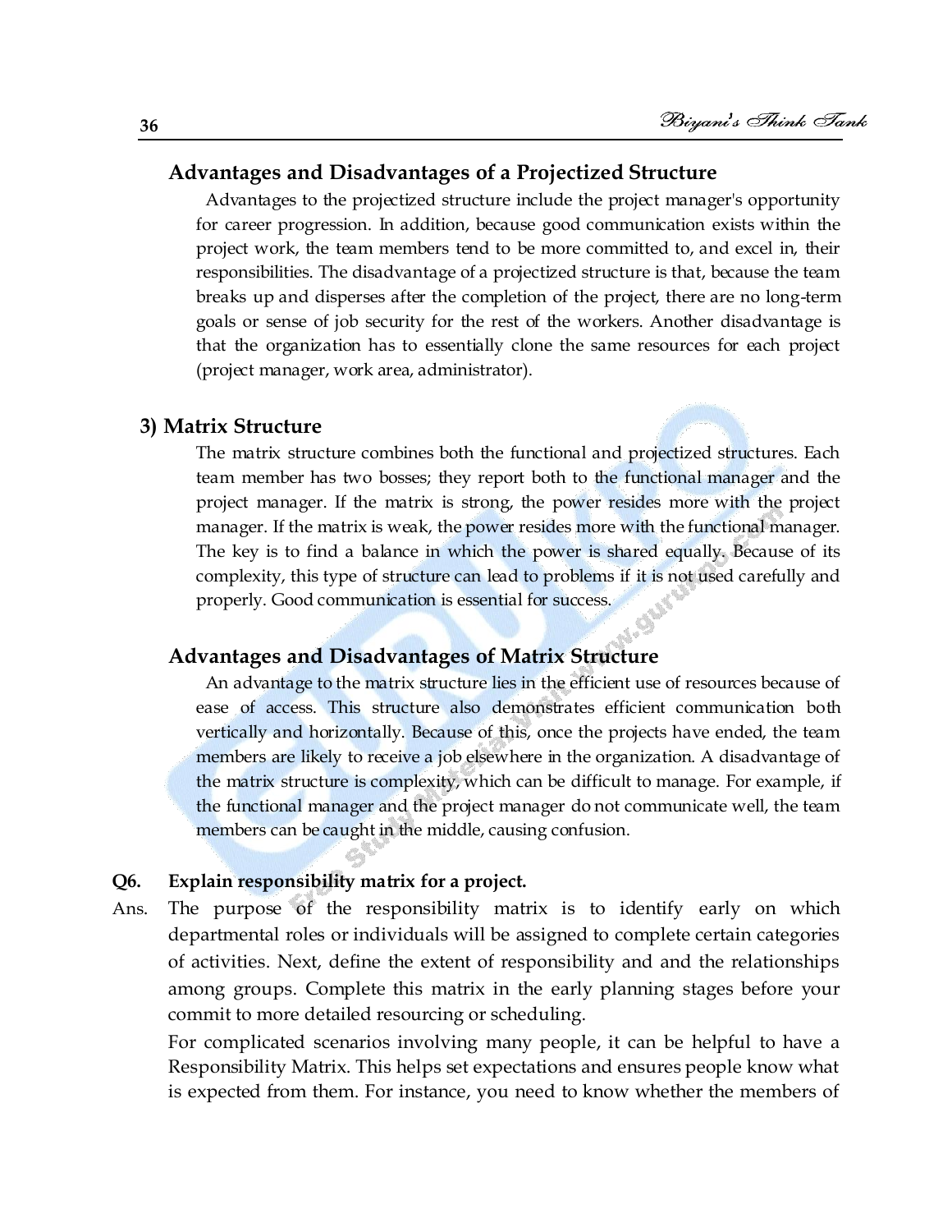## Advantages and Disadvantages of a Projectized Structure

Advantages to the projectized structure include the project manager's opportunity for career progression. In addition, because good communication exists within the project work, the team members tend to be more committed to, and excel in, their responsibilities. The disadvantage of a projectized structure is that, because the team breaks up and disperses after the completion of the project, there are no long-term goals or sense of job security for the rest of the workers. Another disadvantage is that the organization has to essentially clone the same resources for each project (project manager, work area, administrator).

### 3) Matrix Structure

The matrix structure combines both the functional and projectized structures. Each team member has two bosses; they report both to the functional manager and the project manager. If the matrix is strong, the power resides more with the project manager. If the matrix is weak, the power resides more with the functional manager. The key is to find a balance in which the power is shared equally. Because of its complexity, this type of structure can lead to problems if it is not used carefully and properly. Good communication is essential for success.

## Advantages and Disadvantages of Matrix Structure

An advantage to the matrix structure lies in the efficient use of resources because of ease of access. This structure also demonstrates efficient communication both vertically and horizontally. Because of this, once the projects have ended, the team members are likely to receive a job elsewhere in the organization. A disadvantage of the matrix structure is complexity, which can be difficult to manage. For example, if the functional manager and the project manager do not communicate well, the team members can be caught in the middle, causing confusion.

**Q6. Explain responsibility matrix for a project.**

Ans. The purpose of the responsibility matrix is to identify early on which departmental roles or individuals will be assigned to complete certain categories of activities. Next, define the extent of responsibility and and the relationships among groups. Complete this matrix in the early planning stages before your commit to more detailed resourcing or scheduling.

For complicated scenarios involving many people, it can be helpful to have a Responsibility Matrix. This helps set expectations and ensures people know what is expected from them. For instance, you need to know whether the members of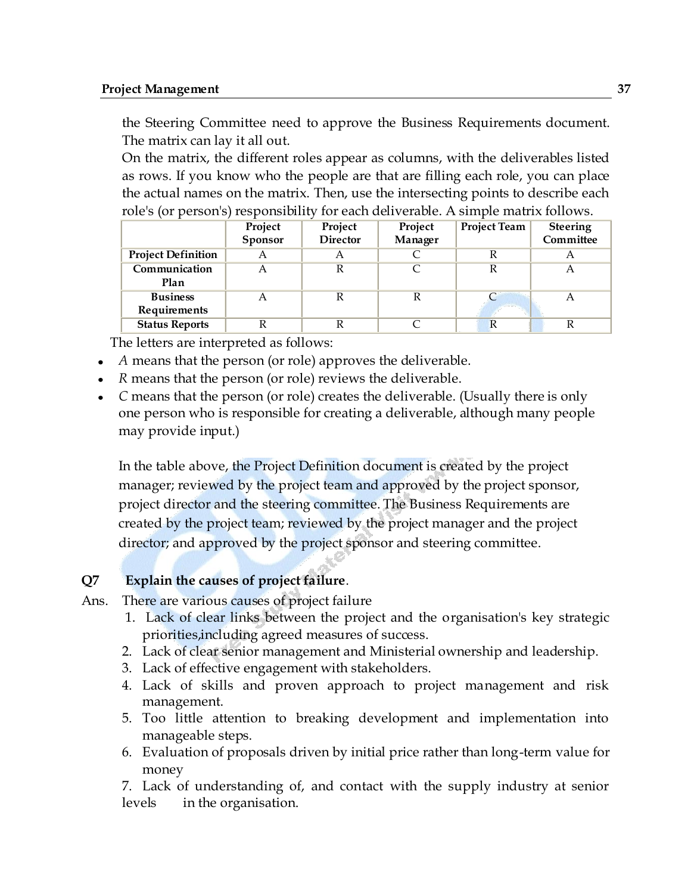the Steering Committee need to approve the Business Requirements document. The matrix can lay it all out.

On the matrix, the different roles appear as columns, with the deliverables listed as rows. If you know who the people are that are filling each role, you can place the actual names on the matrix. Then, use the intersecting points to describe each role's (or person's) responsibility for each deliverable. A simple matrix follows.

| | Project Sponsor | Project Director | Project Manager | Project Team | Steering Committee |
|---|---|---|---|---|---|
| **Project Definition** | A | A | C | R | A |
| **Communication Plan** | A | R | C | R | A |
| **Business Requirements** | A | R | R | C | A |
| **Status Reports** | R | R | C | R | R |

The letters are interpreted as follows:

- *A* means that the person (or role) approves the deliverable.
- *R* means that the person (or role) reviews the deliverable.
- *C* means that the person (or role) creates the deliverable. (Usually there is only one person who is responsible for creating a deliverable, although many people may provide input.)

In the table above, the Project Definition document is created by the project manager; reviewed by the project team and approved by the project sponsor, project director and the steering committee. The Business Requirements are created by the project team; reviewed by the project manager and the project director; and approved by the project sponsor and steering committee.

**Q7 Explain the causes of project failure.**

Ans. There are various causes of project failure

1. Lack of clear links between the project and the organisation's key strategic priorities,including agreed measures of success.
2. Lack of clear senior management and Ministerial ownership and leadership.
3. Lack of effective engagement with stakeholders.
4. Lack of skills and proven approach to project management and risk management.
5. Too little attention to breaking development and implementation into manageable steps.
6. Evaluation of proposals driven by initial price rather than long-term value for money
7. Lack of understanding of, and contact with the supply industry at senior levels in the organisation.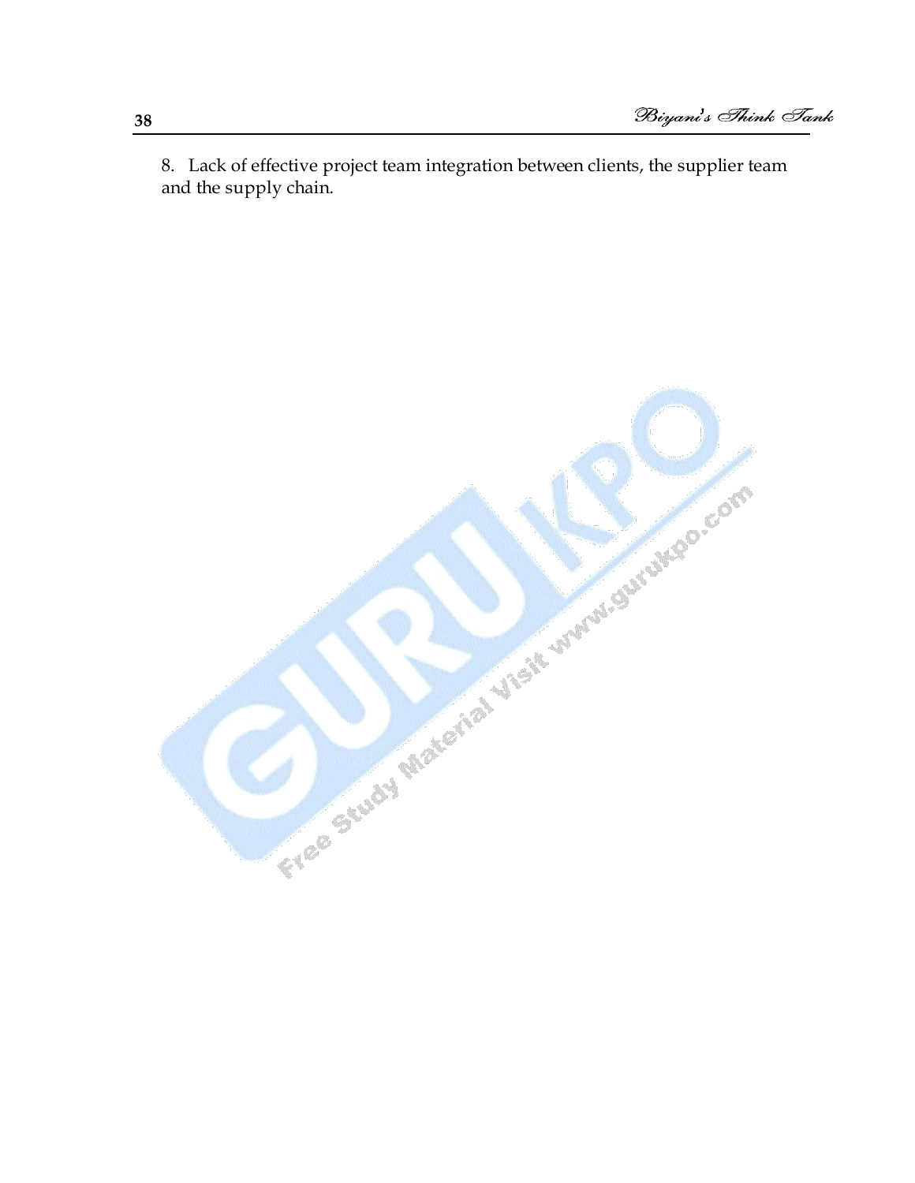8. Lack of effective project team integration between clients, the supplier team and the supply chain.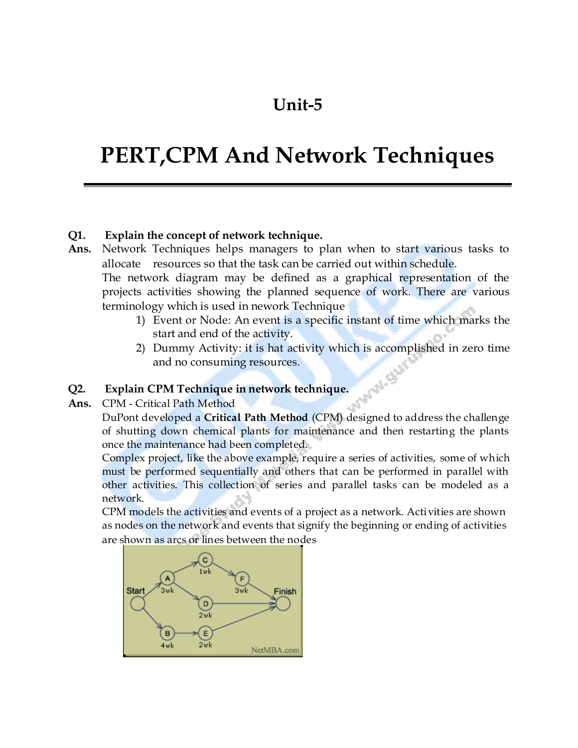# Unit-5

# PERT,CPM And Network Techniques

**Q1. Explain the concept of network technique.**

**Ans.** Network Techniques helps managers to plan when to start various tasks to allocate resources so that the task can be carried out within schedule.

The network diagram may be defined as a graphical representation of the projects activities showing the planned sequence of work. There are various terminology which is used in nework Technique

1) Event or Node: An event is a specific instant of time which marks the start and end of the activity.
2) Dummy Activity: it is hat activity which is accomplished in zero time and no consuming resources.

**Q2. Explain CPM Technique in network technique.**

**Ans.** CPM - Critical Path Method

DuPont developed a **Critical Path Method** (CPM) designed to address the challenge of shutting down chemical plants for maintenance and then restarting the plants once the maintenance had been completed.

Complex project, like the above example, require a series of activities, some of which must be performed sequentially and others that can be performed in parallel with other activities. This collection of series and parallel tasks can be modeled as a network.

CPM models the activities and events of a project as a network. Activities are shown as nodes on the network and events that signify the beginning or ending of activities are shown as arcs or lines between the nodes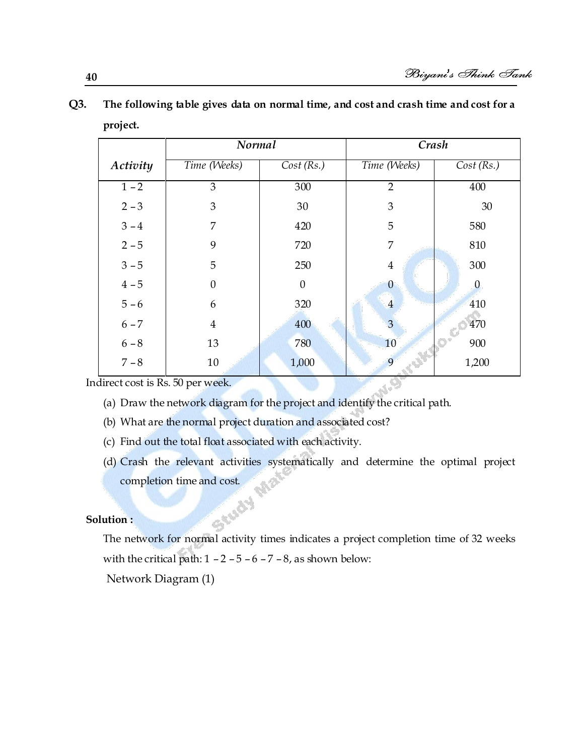**Q3. The following table gives data on normal time, and cost and crash time and cost for a project.**

| Activity | Normal | | Crash | |
|---|---|---|---|---|
| | Time (Weeks) | Cost (Rs.) | Time (Weeks) | Cost (Rs.) |
| 1 – 2 | 3 | 300 | 2 | 400 |
| 2 – 3 | 3 | 30 | 3 | 30 |
| 3 – 4 | 7 | 420 | 5 | 580 |
| 2 – 5 | 9 | 720 | 7 | 810 |
| 3 – 5 | 5 | 250 | 4 | 300 |
| 4 – 5 | 0 | 0 | 0 | 0 |
| 5 – 6 | 6 | 320 | 4 | 410 |
| 6 – 7 | 4 | 400 | 3 | 470 |
| 6 – 8 | 13 | 780 | 10 | 900 |
| 7 – 8 | 10 | 1,000 | 9 | 1,200 |

Indirect cost is Rs. 50 per week.

(a) Draw the network diagram for the project and identify the critical path.

(b) What are the normal project duration and associated cost?

(c) Find out the total float associated with each activity.

(d) Crash the relevant activities systematically and determine the optimal project completion time and cost.

**Solution :**

The network for normal activity times indicates a project completion time of 32 weeks with the critical path: 1 – 2 – 5 – 6 – 7 – 8, as shown below:

Network Diagram (1)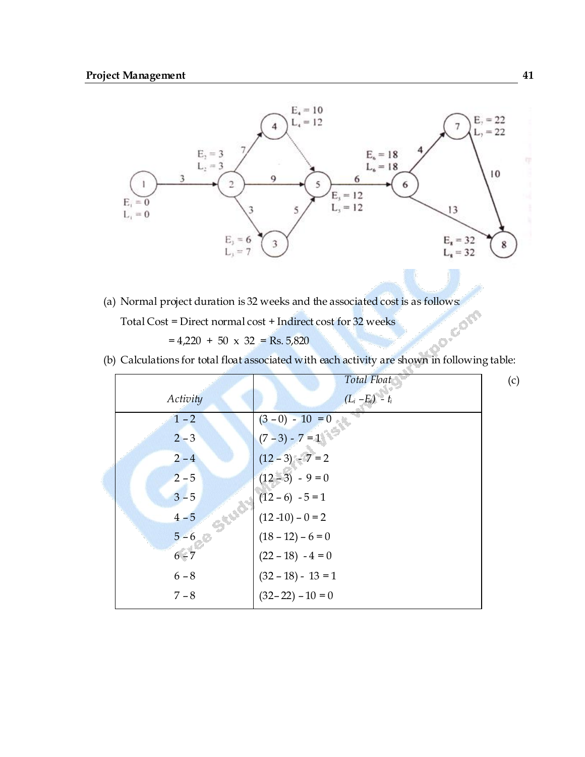(a) Normal project duration is 32 weeks and the associated cost is as follows:

Total Cost = Direct normal cost + Indirect cost for 32 weeks

= 4,220 + 50 x 32 = Rs. 5,820

(b) Calculations for total float associated with each activity are shown in following table:

| *Activity* | *Total Float* $(L_i - E_i) - t_i$ |
|---|---|
| 1 – 2 | (3 – 0) - 10 = 0 |
| 2 – 3 | (7 – 3) - 7 = 1 |
| 2 – 4 | (12 – 3) - 7 = 2 |
| 2 – 5 | (12 – 3) - 9 = 0 |
| 3 – 5 | (12 – 6) - 5 = 1 |
| 4 – 5 | (12 -10) – 0 = 2 |
| 5 – 6 | (18 – 12) – 6 = 0 |
| 6 – 7 | (22 – 18) - 4 = 0 |
| 6 – 8 | (32 – 18) - 13 = 1 |
| 7 – 8 | (32– 22) – 10 = 0 |

(c)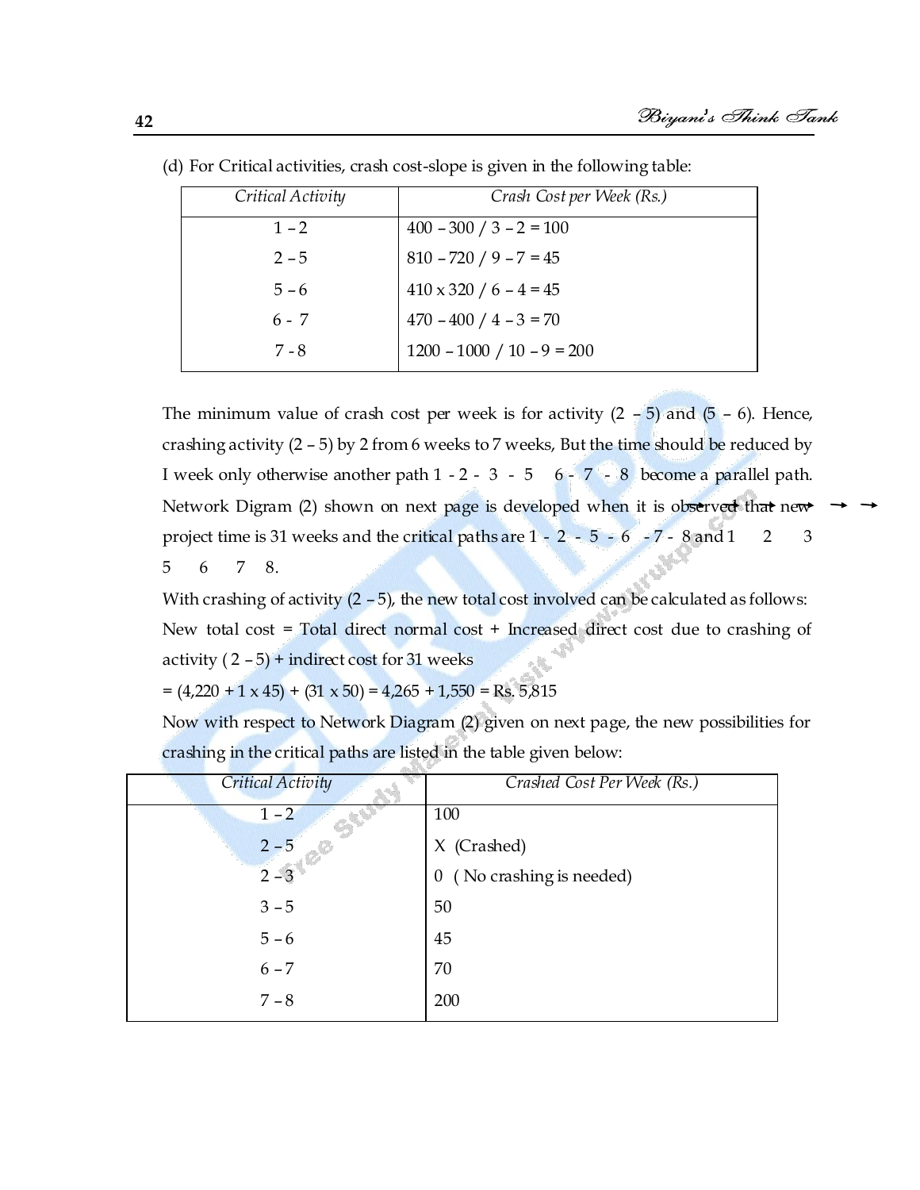(d) For Critical activities, crash cost-slope is given in the following table:

| *Critical Activity* | *Crash Cost per Week (Rs.)* |
|---|---|
| 1 – 2 | 400 – 300 / 3 – 2 = 100 |
| 2 – 5 | 810 – 720 / 9 – 7 = 45 |
| 5 – 6 | 410 x 320 / 6 – 4 = 45 |
| 6 - 7 | 470 – 400 / 4 – 3 = 70 |
| 7 - 8 | 1200 – 1000 / 10 – 9 = 200 |

The minimum value of crash cost per week is for activity (2 – 5) and (5 – 6). Hence, crashing activity (2 – 5) by 2 from 6 weeks to 7 weeks, But the time should be reduced by I week only otherwise another path 1 - 2 - 3 - 5 6 - 7 - 8 become a parallel path. Network Digram (2) shown on next page is developed when it is observed that new project time is 31 weeks and the critical paths are 1 - 2 - 5 - 6 - 7 - 8 and 1 2 3 5 6 7 8.

With crashing of activity (2 – 5), the new total cost involved can be calculated as follows:

New total cost = Total direct normal cost + Increased direct cost due to crashing of activity ( 2 – 5) + indirect cost for 31 weeks

= (4,220 + 1 x 45) + (31 x 50) = 4,265 + 1,550 = Rs. 5,815

Now with respect to Network Diagram (2) given on next page, the new possibilities for crashing in the critical paths are listed in the table given below:

| *Critical Activity* | *Crashed Cost Per Week (Rs.)* |
|---|---|
| 1 – 2 | 100 |
| 2 – 5 | X (Crashed) |
| 2 – 3 | 0 ( No crashing is needed) |
| 3 – 5 | 50 |
| 5 – 6 | 45 |
| 6 – 7 | 70 |
| 7 – 8 | 200 |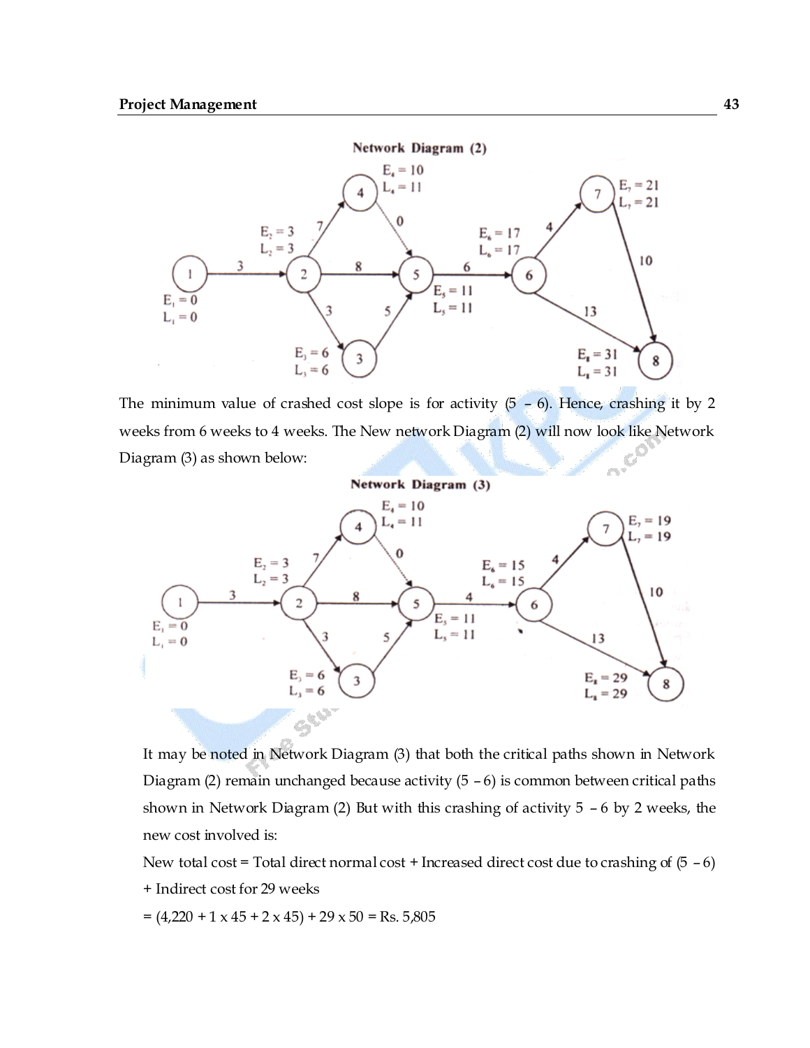**Network Diagram (2)**

The minimum value of crashed cost slope is for activity (5 – 6). Hence, crashing it by 2 weeks from 6 weeks to 4 weeks. The New network Diagram (2) will now look like Network Diagram (3) as shown below:

**Network Diagram (3)**

It may be noted in Network Diagram (3) that both the critical paths shown in Network Diagram (2) remain unchanged because activity (5 – 6) is common between critical paths shown in Network Diagram (2) But with this crashing of activity 5 – 6 by 2 weeks, the new cost involved is:

New total cost = Total direct normal cost + Increased direct cost due to crashing of (5 – 6) + Indirect cost for 29 weeks

= (4,220 + 1 x 45 + 2 x 45) + 29 x 50 = Rs. 5,805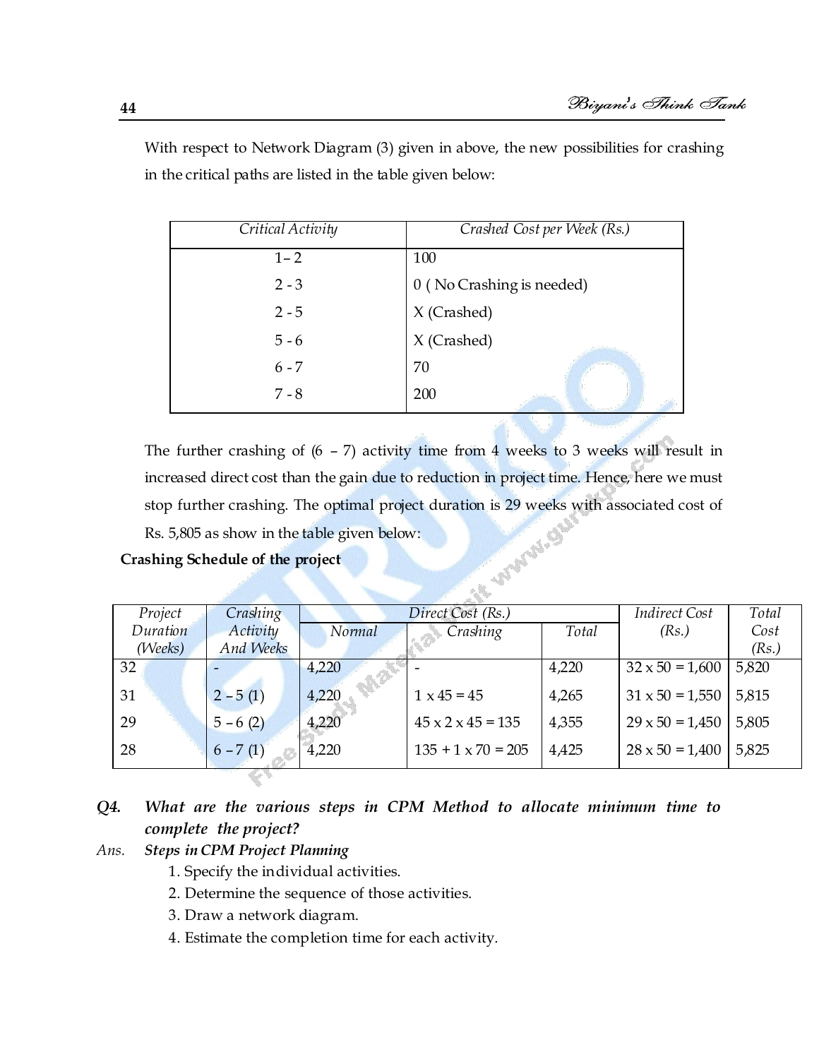With respect to Network Diagram (3) given in above, the new possibilities for crashing in the critical paths are listed in the table given below:

| *Critical Activity* | *Crashed Cost per Week (Rs.)* |
|---|---|
| 1 – 2 | 100 |
| 2 - 3 | 0 ( No Crashing is needed) |
| 2 - 5 | X (Crashed) |
| 5 - 6 | X (Crashed) |
| 6 - 7 | 70 |
| 7 - 8 | 200 |

The further crashing of (6 – 7) activity time from 4 weeks to 3 weeks will result in increased direct cost than the gain due to reduction in project time. Hence, here we must stop further crashing. The optimal project duration is 29 weeks with associated cost of Rs. 5,805 as show in the table given below:

**Crashing Schedule of the project**

| *Project Duration (Weeks)* | *Crashing Activity And Weeks* | *Direct Cost (Rs.)* | | | *Indirect Cost (Rs.)* | *Total Cost (Rs.)* |
|---|---|---|---|---|---|---|
| | | *Normal* | *Crashing* | *Total* | | |
| 32 | - | 4,220 | - | 4,220 | 32 x 50 = 1,600 | 5,820 |
| 31 | 2 – 5 (1) | 4,220 | 1 x 45 = 45 | 4,265 | 31 x 50 = 1,550 | 5,815 |
| 29 | 5 – 6 (2) | 4,220 | 45 x 2 x 45 = 135 | 4,355 | 29 x 50 = 1,450 | 5,805 |
| 28 | 6 – 7 (1) | 4,220 | 135 + 1 x 70 = 205 | 4,425 | 28 x 50 = 1,400 | 5,825 |

***Q4. What are the various steps in CPM Method to allocate minimum time to complete the project?***

*Ans.* ***Steps in CPM Project Planning***

1. Specify the individual activities.
2. Determine the sequence of those activities.
3. Draw a network diagram.
4. Estimate the completion time for each activity.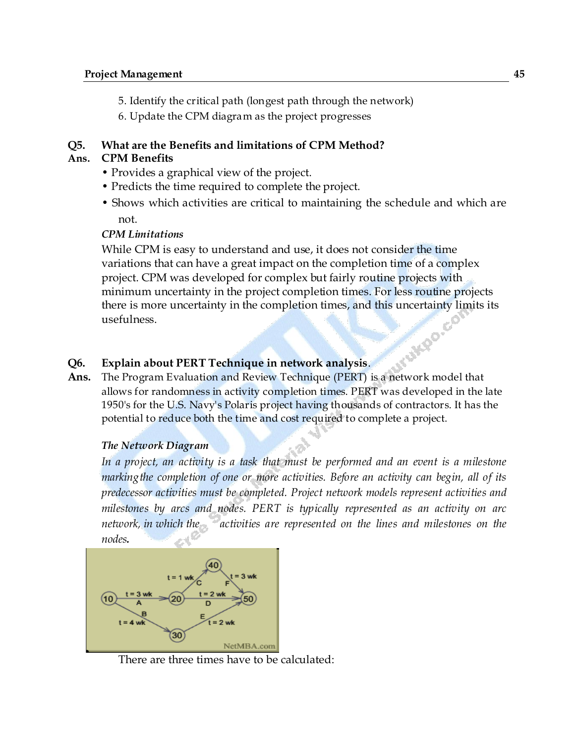5. Identify the critical path (longest path through the network)
6. Update the CPM diagram as the project progresses

**Q5. What are the Benefits and limitations of CPM Method?**

**Ans. CPM Benefits**

- Provides a graphical view of the project.
- Predicts the time required to complete the project.
- Shows which activities are critical to maintaining the schedule and which are not.

***CPM Limitations***

While CPM is easy to understand and use, it does not consider the time variations that can have a great impact on the completion time of a complex project. CPM was developed for complex but fairly routine projects with minimum uncertainty in the project completion times. For less routine projects there is more uncertainty in the completion times, and this uncertainty limits its usefulness.

**Q6. Explain about PERT Technique in network analysis.**

**Ans.** The Program Evaluation and Review Technique (PERT) is a network model that allows for randomness in activity completion times. PERT was developed in the late 1950's for the U.S. Navy's Polaris project having thousands of contractors. It has the potential to reduce both the time and cost required to complete a project.

***The Network Diagram***

*In a project, an activity is a task that must be performed and an event is a milestone marking the completion of one or more activities. Before an activity can begin, all of its predecessor activities must be completed. Project network models represent activities and milestones by arcs and nodes. PERT is typically represented as an activity on arc network, in which the activities are represented on the lines and milestones on the nodes.*

There are three times have to be calculated: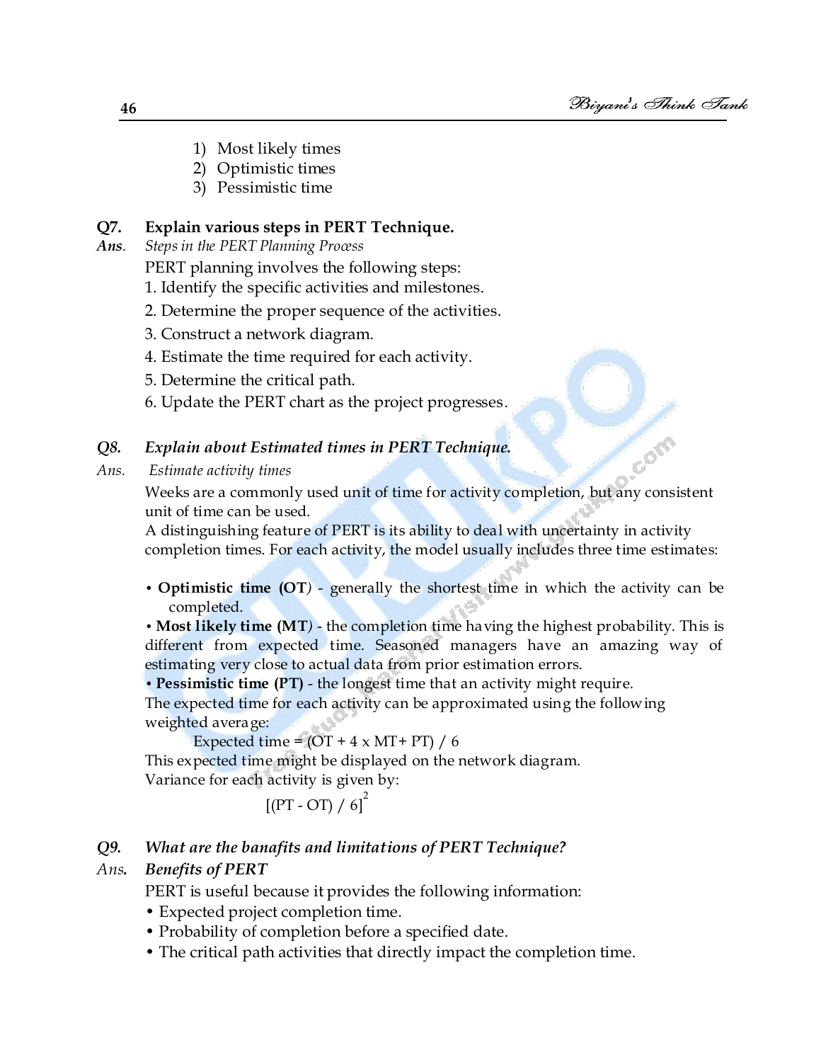1) Most likely times
2) Optimistic times
3) Pessimistic time

**Q7. Explain various steps in PERT Technique.**

*Ans.* *Steps in the PERT Planning Process*

PERT planning involves the following steps:

1. Identify the specific activities and milestones.
2. Determine the proper sequence of the activities.
3. Construct a network diagram.
4. Estimate the time required for each activity.
5. Determine the critical path.
6. Update the PERT chart as the project progresses.

***Q8. Explain about Estimated times in PERT Technique.***

*Ans.* *Estimate activity times*

Weeks are a commonly used unit of time for activity completion, but any consistent unit of time can be used.

A distinguishing feature of PERT is its ability to deal with uncertainty in activity completion times. For each activity, the model usually includes three time estimates:

- **Optimistic time (OT)** - generally the shortest time in which the activity can be completed.
- **Most likely time (MT)** - the completion time having the highest probability. This is different from expected time. Seasoned managers have an amazing way of estimating very close to actual data from prior estimation errors.
- **Pessimistic time (PT)** - the longest time that an activity might require.

The expected time for each activity can be approximated using the following weighted average:

$$\text{Expected time} = (OT + 4 \times MT + PT) / 6$$

This expected time might be displayed on the network diagram.

Variance for each activity is given by:

$$[(PT - OT) / 6]^2$$

***Q9. What are the banafits and limitations of PERT Technique?***

*Ans.* ***Benefits of PERT***

PERT is useful because it provides the following information:

- Expected project completion time.
- Probability of completion before a specified date.
- The critical path activities that directly impact the completion time.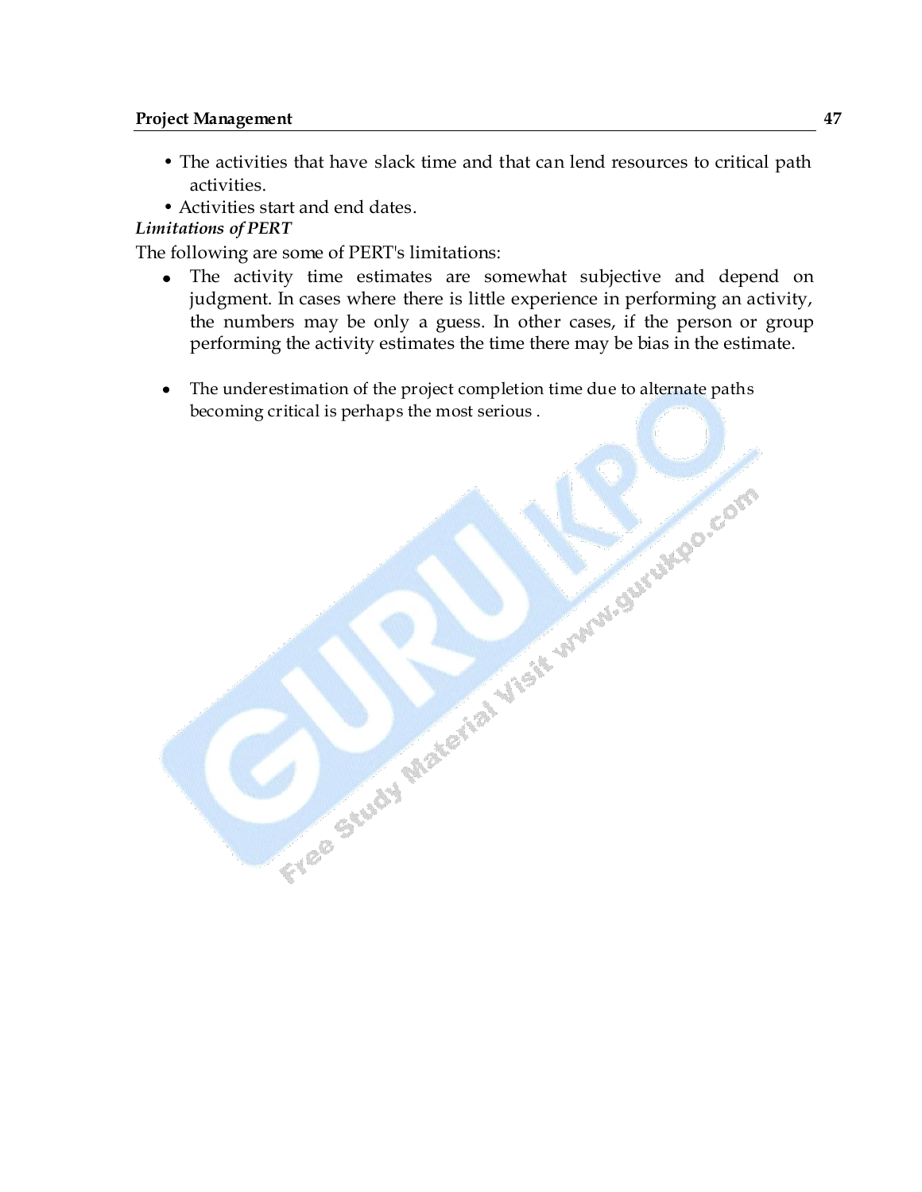- The activities that have slack time and that can lend resources to critical path activities.
- Activities start and end dates.

***Limitations of PERT***

The following are some of PERT's limitations:

- The activity time estimates are somewhat subjective and depend on judgment. In cases where there is little experience in performing an activity, the numbers may be only a guess. In other cases, if the person or group performing the activity estimates the time there may be bias in the estimate.

- The underestimation of the project completion time due to alternate paths becoming critical is perhaps the most serious .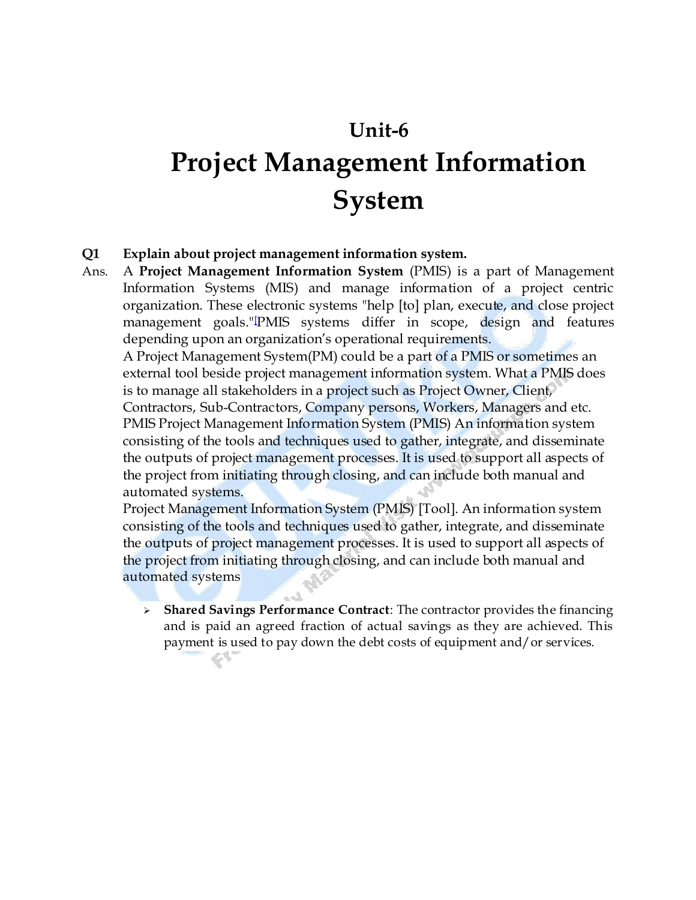# Unit-6

# Project Management Information System

**Q1 Explain about project management information system.**

Ans. A **Project Management Information System** (PMIS) is a part of Management Information Systems (MIS) and manage information of a project centric organization. These electronic systems "help [to] plan, execute, and close project management goals."[1]PMIS systems differ in scope, design and features depending upon an organization's operational requirements.

A Project Management System(PM) could be a part of a PMIS or sometimes an external tool beside project management information system. What a PMIS does is to manage all stakeholders in a project such as Project Owner, Client, Contractors, Sub-Contractors, Company persons, Workers, Managers and etc.

PMIS Project Management Information System (PMIS) An information system consisting of the tools and techniques used to gather, integrate, and disseminate the outputs of project management processes. It is used to support all aspects of the project from initiating through closing, and can include both manual and automated systems.

Project Management Information System (PMIS) [Tool]. An information system consisting of the tools and techniques used to gather, integrate, and disseminate the outputs of project management processes. It is used to support all aspects of the project from initiating through closing, and can include both manual and automated systems

- **Shared Savings Performance Contract**: The contractor provides the financing and is paid an agreed fraction of actual savings as they are achieved. This payment is used to pay down the debt costs of equipment and/or services.